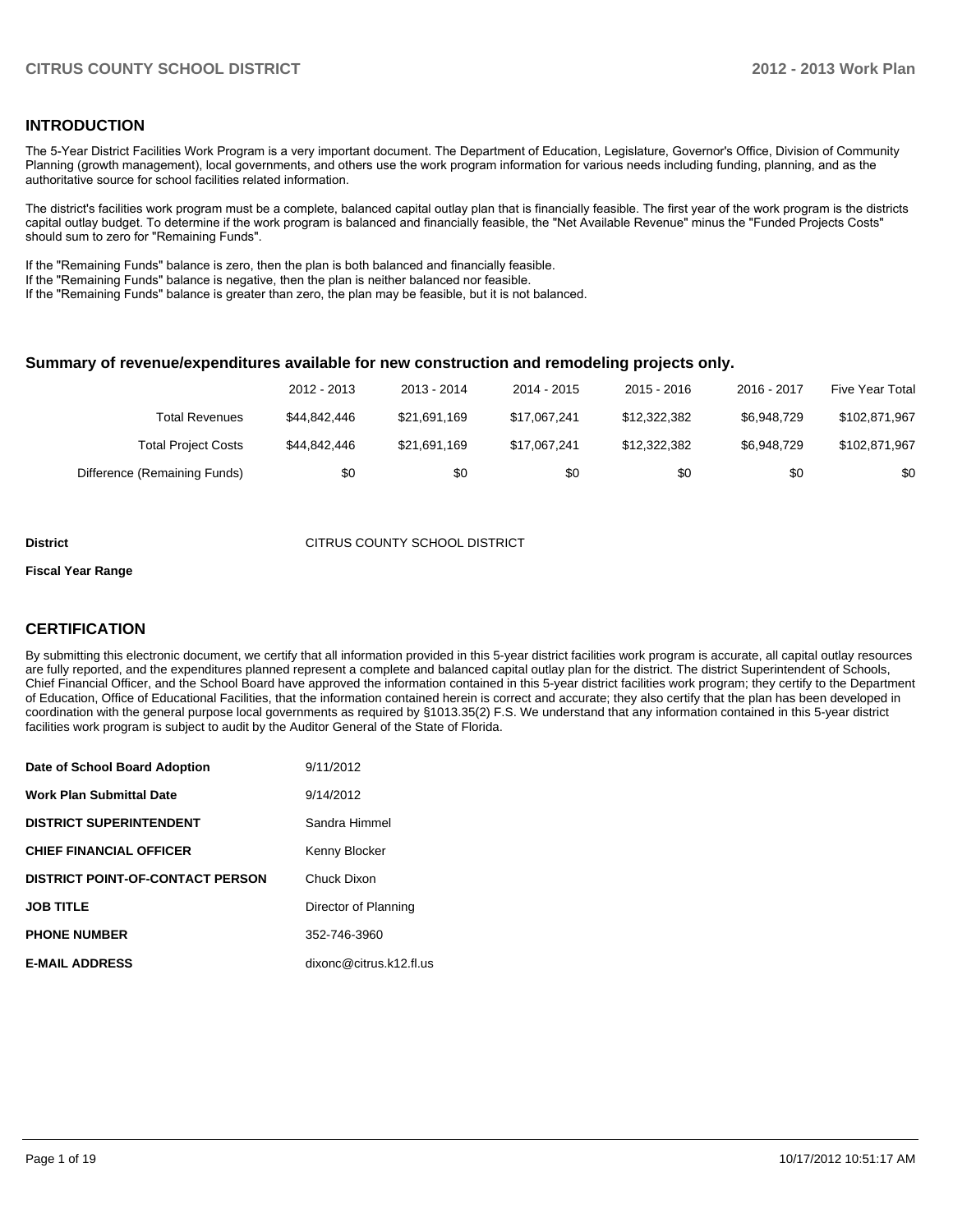## INTRODUCTION

The 5-Year District Facilities Work Program is a very important document. The Department of Education, Legislature, Governor's Office, Division of Community Planning (growth management), local governments, and others use the work program information for various needs including funding, planning, and as the authoritative source for school facilities related information.

The district's facilities work program must be a complete, balanced capital outlay plan that is financially feasible. The first year of the work program is the districts capital outlay budget. To determine if the work program is balanced and financially feasible, the "Net Available Revenue" minus the "Funded Projects Costs" should sum to zero for "Remaining Funds".

If the "Remaining Funds" balance is zero, then the plan is both balanced and financially feasible.
If the "Remaining Funds" balance is negative, then the plan is neither balanced nor feasible.
If the "Remaining Funds" balance is greater than zero, the plan may be feasible, but it is not balanced.

### Summary of revenue/expenditures available for new construction and remodeling projects only.

| | 2012 - 2013 | 2013 - 2014 | 2014 - 2015 | 2015 - 2016 | 2016 - 2017 | Five Year Total |
|---|---|---|---|---|---|---|
| Total Revenues | $44,842,446 | $21,691,169 | $17,067,241 | $12,322,382 | $6,948,729 | $102,871,967 |
| Total Project Costs | $44,842,446 | $21,691,169 | $17,067,241 | $12,322,382 | $6,948,729 | $102,871,967 |
| Difference (Remaining Funds) | $0 | $0 | $0 | $0 | $0 | $0 |

**District** CITRUS COUNTY SCHOOL DISTRICT

**Fiscal Year Range**

## CERTIFICATION

By submitting this electronic document, we certify that all information provided in this 5-year district facilities work program is accurate, all capital outlay resources are fully reported, and the expenditures planned represent a complete and balanced capital outlay plan for the district. The district Superintendent of Schools, Chief Financial Officer, and the School Board have approved the information contained in this 5-year district facilities work program; they certify to the Department of Education, Office of Educational Facilities, that the information contained herein is correct and accurate; they also certify that the plan has been developed in coordination with the general purpose local governments as required by §1013.35(2) F.S. We understand that any information contained in this 5-year district facilities work program is subject to audit by the Auditor General of the State of Florida.

| | |
|---|---|
| **Date of School Board Adoption** | 9/11/2012 |
| **Work Plan Submittal Date** | 9/14/2012 |
| **DISTRICT SUPERINTENDENT** | Sandra Himmel |
| **CHIEF FINANCIAL OFFICER** | Kenny Blocker |
| **DISTRICT POINT-OF-CONTACT PERSON** | Chuck Dixon |
| **JOB TITLE** | Director of Planning |
| **PHONE NUMBER** | 352-746-3960 |
| **E-MAIL ADDRESS** | dixonc@citrus.k12.fl.us |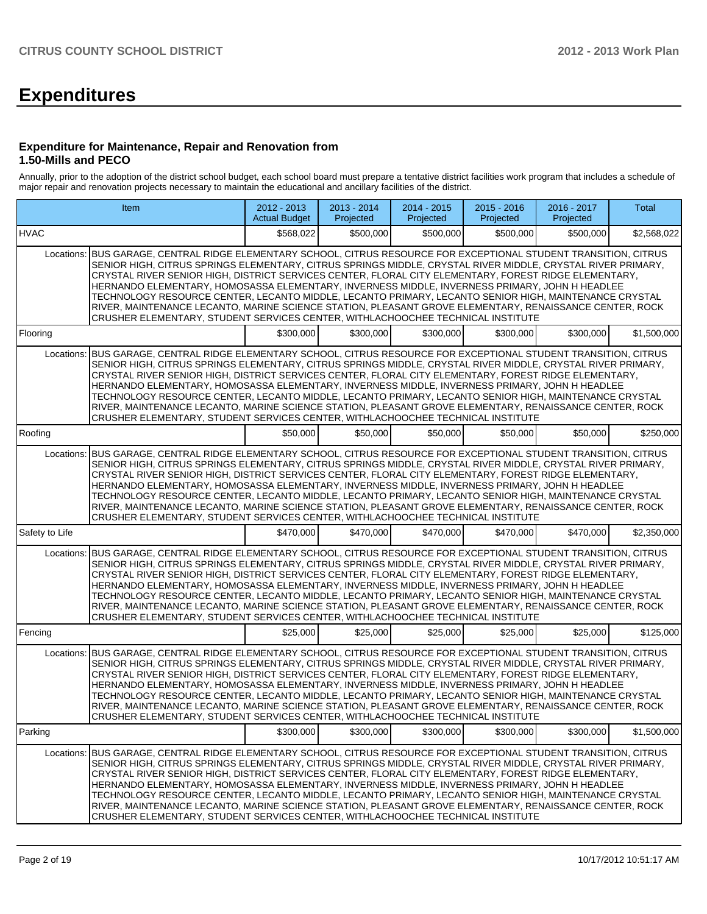# Expenditures

### Expenditure for Maintenance, Repair and Renovation from 1.50-Mills and PECO

Annually, prior to the adoption of the district school budget, each school board must prepare a tentative district facilities work program that includes a schedule of major repair and renovation projects necessary to maintain the educational and ancillary facilities of the district.

| Item | | 2012 - 2013 Actual Budget | 2013 - 2014 Projected | 2014 - 2015 Projected | 2015 - 2016 Projected | 2016 - 2017 Projected | Total |
|---|---|---|---|---|---|---|---|
| HVAC | | $568,022 | $500,000 | $500,000 | $500,000 | $500,000 | $2,568,022 |
| Locations: | BUS GARAGE, CENTRAL RIDGE ELEMENTARY SCHOOL, CITRUS RESOURCE FOR EXCEPTIONAL STUDENT TRANSITION, CITRUS SENIOR HIGH, CITRUS SPRINGS ELEMENTARY, CITRUS SPRINGS MIDDLE, CRYSTAL RIVER MIDDLE, CRYSTAL RIVER PRIMARY, CRYSTAL RIVER SENIOR HIGH, DISTRICT SERVICES CENTER, FLORAL CITY ELEMENTARY, FOREST RIDGE ELEMENTARY, HERNANDO ELEMENTARY, HOMOSASSA ELEMENTARY, INVERNESS MIDDLE, INVERNESS PRIMARY, JOHN H HEADLEE TECHNOLOGY RESOURCE CENTER, LECANTO MIDDLE, LECANTO PRIMARY, LECANTO SENIOR HIGH, MAINTENANCE CRYSTAL RIVER, MAINTENANCE LECANTO, MARINE SCIENCE STATION, PLEASANT GROVE ELEMENTARY, RENAISSANCE CENTER, ROCK CRUSHER ELEMENTARY, STUDENT SERVICES CENTER, WITHLACHOOCHEE TECHNICAL INSTITUTE | | | | | | |
| Flooring | | $300,000 | $300,000 | $300,000 | $300,000 | $300,000 | $1,500,000 |
| Locations: | BUS GARAGE, CENTRAL RIDGE ELEMENTARY SCHOOL, CITRUS RESOURCE FOR EXCEPTIONAL STUDENT TRANSITION, CITRUS SENIOR HIGH, CITRUS SPRINGS ELEMENTARY, CITRUS SPRINGS MIDDLE, CRYSTAL RIVER MIDDLE, CRYSTAL RIVER PRIMARY, CRYSTAL RIVER SENIOR HIGH, DISTRICT SERVICES CENTER, FLORAL CITY ELEMENTARY, FOREST RIDGE ELEMENTARY, HERNANDO ELEMENTARY, HOMOSASSA ELEMENTARY, INVERNESS MIDDLE, INVERNESS PRIMARY, JOHN H HEADLEE TECHNOLOGY RESOURCE CENTER, LECANTO MIDDLE, LECANTO PRIMARY, LECANTO SENIOR HIGH, MAINTENANCE CRYSTAL RIVER, MAINTENANCE LECANTO, MARINE SCIENCE STATION, PLEASANT GROVE ELEMENTARY, RENAISSANCE CENTER, ROCK CRUSHER ELEMENTARY, STUDENT SERVICES CENTER, WITHLACHOOCHEE TECHNICAL INSTITUTE | | | | | | |
| Roofing | | $50,000 | $50,000 | $50,000 | $50,000 | $50,000 | $250,000 |
| Locations: | BUS GARAGE, CENTRAL RIDGE ELEMENTARY SCHOOL, CITRUS RESOURCE FOR EXCEPTIONAL STUDENT TRANSITION, CITRUS SENIOR HIGH, CITRUS SPRINGS ELEMENTARY, CITRUS SPRINGS MIDDLE, CRYSTAL RIVER MIDDLE, CRYSTAL RIVER PRIMARY, CRYSTAL RIVER SENIOR HIGH, DISTRICT SERVICES CENTER, FLORAL CITY ELEMENTARY, FOREST RIDGE ELEMENTARY, HERNANDO ELEMENTARY, HOMOSASSA ELEMENTARY, INVERNESS MIDDLE, INVERNESS PRIMARY, JOHN H HEADLEE TECHNOLOGY RESOURCE CENTER, LECANTO MIDDLE, LECANTO PRIMARY, LECANTO SENIOR HIGH, MAINTENANCE CRYSTAL RIVER, MAINTENANCE LECANTO, MARINE SCIENCE STATION, PLEASANT GROVE ELEMENTARY, RENAISSANCE CENTER, ROCK CRUSHER ELEMENTARY, STUDENT SERVICES CENTER, WITHLACHOOCHEE TECHNICAL INSTITUTE | | | | | | |
| Safety to Life | | $470,000 | $470,000 | $470,000 | $470,000 | $470,000 | $2,350,000 |
| Locations: | BUS GARAGE, CENTRAL RIDGE ELEMENTARY SCHOOL, CITRUS RESOURCE FOR EXCEPTIONAL STUDENT TRANSITION, CITRUS SENIOR HIGH, CITRUS SPRINGS ELEMENTARY, CITRUS SPRINGS MIDDLE, CRYSTAL RIVER MIDDLE, CRYSTAL RIVER PRIMARY, CRYSTAL RIVER SENIOR HIGH, DISTRICT SERVICES CENTER, FLORAL CITY ELEMENTARY, FOREST RIDGE ELEMENTARY, HERNANDO ELEMENTARY, HOMOSASSA ELEMENTARY, INVERNESS MIDDLE, INVERNESS PRIMARY, JOHN H HEADLEE TECHNOLOGY RESOURCE CENTER, LECANTO MIDDLE, LECANTO PRIMARY, LECANTO SENIOR HIGH, MAINTENANCE CRYSTAL RIVER, MAINTENANCE LECANTO, MARINE SCIENCE STATION, PLEASANT GROVE ELEMENTARY, RENAISSANCE CENTER, ROCK CRUSHER ELEMENTARY, STUDENT SERVICES CENTER, WITHLACHOOCHEE TECHNICAL INSTITUTE | | | | | | |
| Fencing | | $25,000 | $25,000 | $25,000 | $25,000 | $25,000 | $125,000 |
| Locations: | BUS GARAGE, CENTRAL RIDGE ELEMENTARY SCHOOL, CITRUS RESOURCE FOR EXCEPTIONAL STUDENT TRANSITION, CITRUS SENIOR HIGH, CITRUS SPRINGS ELEMENTARY, CITRUS SPRINGS MIDDLE, CRYSTAL RIVER MIDDLE, CRYSTAL RIVER PRIMARY, CRYSTAL RIVER SENIOR HIGH, DISTRICT SERVICES CENTER, FLORAL CITY ELEMENTARY, FOREST RIDGE ELEMENTARY, HERNANDO ELEMENTARY, HOMOSASSA ELEMENTARY, INVERNESS MIDDLE, INVERNESS PRIMARY, JOHN H HEADLEE TECHNOLOGY RESOURCE CENTER, LECANTO MIDDLE, LECANTO PRIMARY, LECANTO SENIOR HIGH, MAINTENANCE CRYSTAL RIVER, MAINTENANCE LECANTO, MARINE SCIENCE STATION, PLEASANT GROVE ELEMENTARY, RENAISSANCE CENTER, ROCK CRUSHER ELEMENTARY, STUDENT SERVICES CENTER, WITHLACHOOCHEE TECHNICAL INSTITUTE | | | | | | |
| Parking | | $300,000 | $300,000 | $300,000 | $300,000 | $300,000 | $1,500,000 |
| Locations: | BUS GARAGE, CENTRAL RIDGE ELEMENTARY SCHOOL, CITRUS RESOURCE FOR EXCEPTIONAL STUDENT TRANSITION, CITRUS SENIOR HIGH, CITRUS SPRINGS ELEMENTARY, CITRUS SPRINGS MIDDLE, CRYSTAL RIVER MIDDLE, CRYSTAL RIVER PRIMARY, CRYSTAL RIVER SENIOR HIGH, DISTRICT SERVICES CENTER, FLORAL CITY ELEMENTARY, FOREST RIDGE ELEMENTARY, HERNANDO ELEMENTARY, HOMOSASSA ELEMENTARY, INVERNESS MIDDLE, INVERNESS PRIMARY, JOHN H HEADLEE TECHNOLOGY RESOURCE CENTER, LECANTO MIDDLE, LECANTO PRIMARY, LECANTO SENIOR HIGH, MAINTENANCE CRYSTAL RIVER, MAINTENANCE LECANTO, MARINE SCIENCE STATION, PLEASANT GROVE ELEMENTARY, RENAISSANCE CENTER, ROCK CRUSHER ELEMENTARY, STUDENT SERVICES CENTER, WITHLACHOOCHEE TECHNICAL INSTITUTE | | | | | | |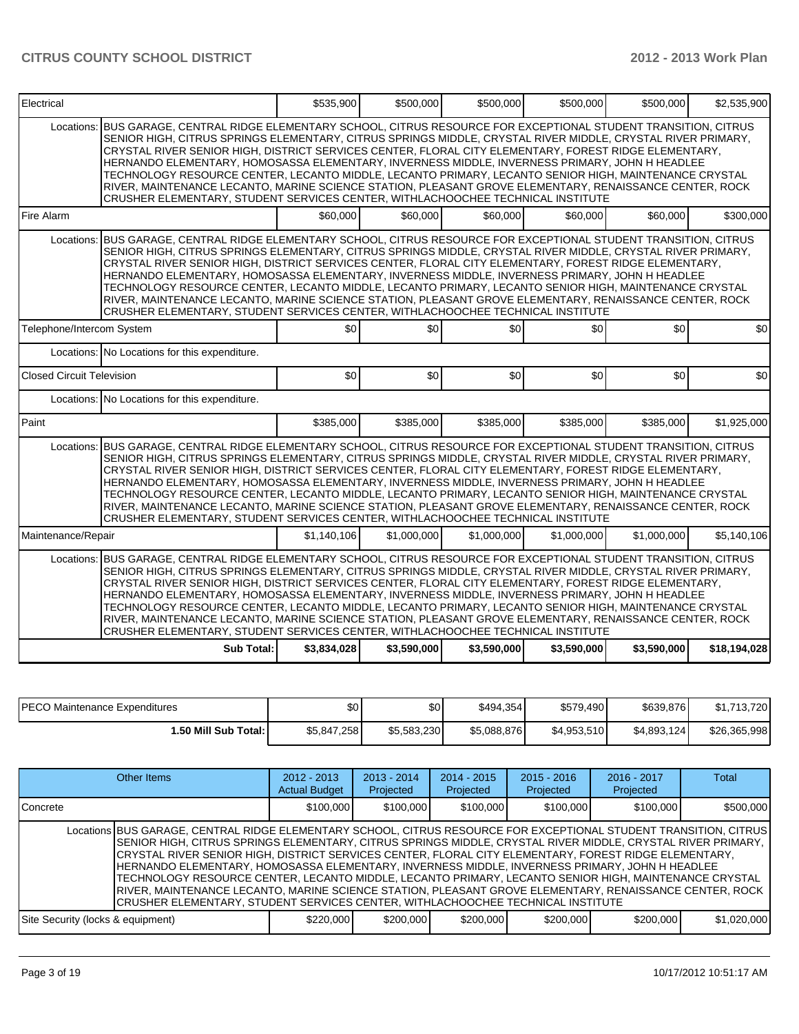| Electrical | | $535,900 | $500,000 | $500,000 | $500,000 | $500,000 | $2,535,900 |
|---|---|---|---|---|---|---|---|
| Locations: | BUS GARAGE, CENTRAL RIDGE ELEMENTARY SCHOOL, CITRUS RESOURCE FOR EXCEPTIONAL STUDENT TRANSITION, CITRUS SENIOR HIGH, CITRUS SPRINGS ELEMENTARY, CITRUS SPRINGS MIDDLE, CRYSTAL RIVER MIDDLE, CRYSTAL RIVER PRIMARY, CRYSTAL RIVER SENIOR HIGH, DISTRICT SERVICES CENTER, FLORAL CITY ELEMENTARY, FOREST RIDGE ELEMENTARY, HERNANDO ELEMENTARY, HOMOSASSA ELEMENTARY, INVERNESS MIDDLE, INVERNESS PRIMARY, JOHN H HEADLEE TECHNOLOGY RESOURCE CENTER, LECANTO MIDDLE, LECANTO PRIMARY, LECANTO SENIOR HIGH, MAINTENANCE CRYSTAL RIVER, MAINTENANCE LECANTO, MARINE SCIENCE STATION, PLEASANT GROVE ELEMENTARY, RENAISSANCE CENTER, ROCK CRUSHER ELEMENTARY, STUDENT SERVICES CENTER, WITHLACHOOCHEE TECHNICAL INSTITUTE | | | | | | |
| Fire Alarm | | $60,000 | $60,000 | $60,000 | $60,000 | $60,000 | $300,000 |
| Locations: | BUS GARAGE, CENTRAL RIDGE ELEMENTARY SCHOOL, CITRUS RESOURCE FOR EXCEPTIONAL STUDENT TRANSITION, CITRUS SENIOR HIGH, CITRUS SPRINGS ELEMENTARY, CITRUS SPRINGS MIDDLE, CRYSTAL RIVER MIDDLE, CRYSTAL RIVER PRIMARY, CRYSTAL RIVER SENIOR HIGH, DISTRICT SERVICES CENTER, FLORAL CITY ELEMENTARY, FOREST RIDGE ELEMENTARY, HERNANDO ELEMENTARY, HOMOSASSA ELEMENTARY, INVERNESS MIDDLE, INVERNESS PRIMARY, JOHN H HEADLEE TECHNOLOGY RESOURCE CENTER, LECANTO MIDDLE, LECANTO PRIMARY, LECANTO SENIOR HIGH, MAINTENANCE CRYSTAL RIVER, MAINTENANCE LECANTO, MARINE SCIENCE STATION, PLEASANT GROVE ELEMENTARY, RENAISSANCE CENTER, ROCK CRUSHER ELEMENTARY, STUDENT SERVICES CENTER, WITHLACHOOCHEE TECHNICAL INSTITUTE | | | | | | |
| Telephone/Intercom System | | $0 | $0 | $0 | $0 | $0 | $0 |
| Locations: | No Locations for this expenditure. | | | | | | |
| Closed Circuit Television | | $0 | $0 | $0 | $0 | $0 | $0 |
| Locations: | No Locations for this expenditure. | | | | | | |
| Paint | | $385,000 | $385,000 | $385,000 | $385,000 | $385,000 | $1,925,000 |
| Locations: | BUS GARAGE, CENTRAL RIDGE ELEMENTARY SCHOOL, CITRUS RESOURCE FOR EXCEPTIONAL STUDENT TRANSITION, CITRUS SENIOR HIGH, CITRUS SPRINGS ELEMENTARY, CITRUS SPRINGS MIDDLE, CRYSTAL RIVER MIDDLE, CRYSTAL RIVER PRIMARY, CRYSTAL RIVER SENIOR HIGH, DISTRICT SERVICES CENTER, FLORAL CITY ELEMENTARY, FOREST RIDGE ELEMENTARY, HERNANDO ELEMENTARY, HOMOSASSA ELEMENTARY, INVERNESS MIDDLE, INVERNESS PRIMARY, JOHN H HEADLEE TECHNOLOGY RESOURCE CENTER, LECANTO MIDDLE, LECANTO PRIMARY, LECANTO SENIOR HIGH, MAINTENANCE CRYSTAL RIVER, MAINTENANCE LECANTO, MARINE SCIENCE STATION, PLEASANT GROVE ELEMENTARY, RENAISSANCE CENTER, ROCK CRUSHER ELEMENTARY, STUDENT SERVICES CENTER, WITHLACHOOCHEE TECHNICAL INSTITUTE | | | | | | |
| Maintenance/Repair | | $1,140,106 | $1,000,000 | $1,000,000 | $1,000,000 | $1,000,000 | $5,140,106 |
| Locations: | BUS GARAGE, CENTRAL RIDGE ELEMENTARY SCHOOL, CITRUS RESOURCE FOR EXCEPTIONAL STUDENT TRANSITION, CITRUS SENIOR HIGH, CITRUS SPRINGS ELEMENTARY, CITRUS SPRINGS MIDDLE, CRYSTAL RIVER MIDDLE, CRYSTAL RIVER PRIMARY, CRYSTAL RIVER SENIOR HIGH, DISTRICT SERVICES CENTER, FLORAL CITY ELEMENTARY, FOREST RIDGE ELEMENTARY, HERNANDO ELEMENTARY, HOMOSASSA ELEMENTARY, INVERNESS MIDDLE, INVERNESS PRIMARY, JOHN H HEADLEE TECHNOLOGY RESOURCE CENTER, LECANTO MIDDLE, LECANTO PRIMARY, LECANTO SENIOR HIGH, MAINTENANCE CRYSTAL RIVER, MAINTENANCE LECANTO, MARINE SCIENCE STATION, PLEASANT GROVE ELEMENTARY, RENAISSANCE CENTER, ROCK CRUSHER ELEMENTARY, STUDENT SERVICES CENTER, WITHLACHOOCHEE TECHNICAL INSTITUTE | | | | | | |
| | **Sub Total:** | **$3,834,028** | **$3,590,000** | **$3,590,000** | **$3,590,000** | **$3,590,000** | **$18,194,028** |

| PECO Maintenance Expenditures | $0 | $0 | $494,354 | $579,490 | $639,876 | $1,713,720 |
|---|---|---|---|---|---|---|
| **1.50 Mill Sub Total:** | $5,847,258 | $5,583,230 | $5,088,876 | $4,953,510 | $4,893,124 | $26,365,998 |

| Other Items | | 2012 - 2013 Actual Budget | 2013 - 2014 Projected | 2014 - 2015 Projected | 2015 - 2016 Projected | 2016 - 2017 Projected | Total |
|---|---|---|---|---|---|---|---|
| Concrete | | $100,000 | $100,000 | $100,000 | $100,000 | $100,000 | $500,000 |
| Locations | BUS GARAGE, CENTRAL RIDGE ELEMENTARY SCHOOL, CITRUS RESOURCE FOR EXCEPTIONAL STUDENT TRANSITION, CITRUS SENIOR HIGH, CITRUS SPRINGS ELEMENTARY, CITRUS SPRINGS MIDDLE, CRYSTAL RIVER MIDDLE, CRYSTAL RIVER PRIMARY, CRYSTAL RIVER SENIOR HIGH, DISTRICT SERVICES CENTER, FLORAL CITY ELEMENTARY, FOREST RIDGE ELEMENTARY, HERNANDO ELEMENTARY, HOMOSASSA ELEMENTARY, INVERNESS MIDDLE, INVERNESS PRIMARY, JOHN H HEADLEE TECHNOLOGY RESOURCE CENTER, LECANTO MIDDLE, LECANTO PRIMARY, LECANTO SENIOR HIGH, MAINTENANCE CRYSTAL RIVER, MAINTENANCE LECANTO, MARINE SCIENCE STATION, PLEASANT GROVE ELEMENTARY, RENAISSANCE CENTER, ROCK CRUSHER ELEMENTARY, STUDENT SERVICES CENTER, WITHLACHOOCHEE TECHNICAL INSTITUTE | | | | | | |
| Site Security (locks & equipment) | | $220,000 | $200,000 | $200,000 | $200,000 | $200,000 | $1,020,000 |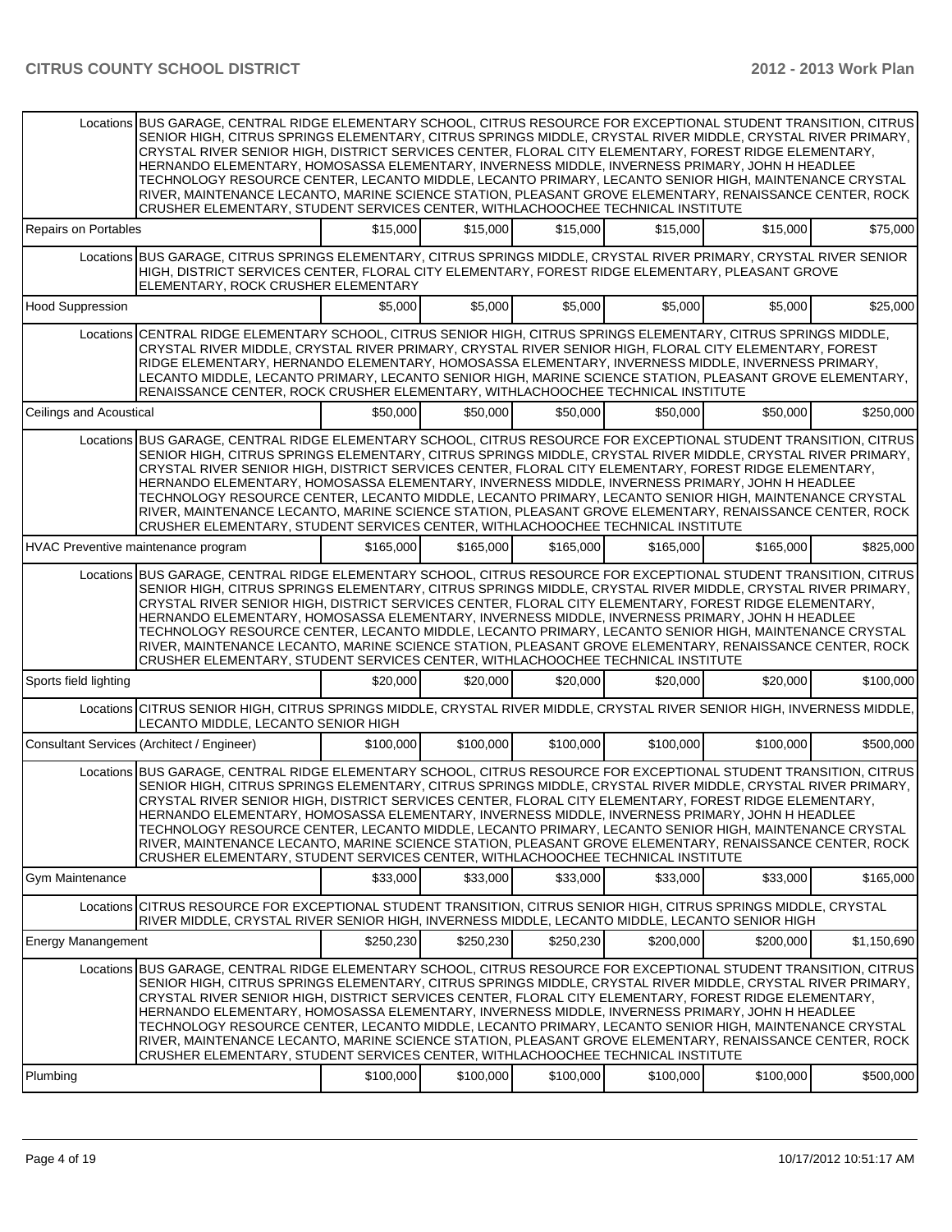| | | | | | | |
|---|---|---|---|---|---|---|
| Locations | BUS GARAGE, CENTRAL RIDGE ELEMENTARY SCHOOL, CITRUS RESOURCE FOR EXCEPTIONAL STUDENT TRANSITION, CITRUS SENIOR HIGH, CITRUS SPRINGS ELEMENTARY, CITRUS SPRINGS MIDDLE, CRYSTAL RIVER MIDDLE, CRYSTAL RIVER PRIMARY, CRYSTAL RIVER SENIOR HIGH, DISTRICT SERVICES CENTER, FLORAL CITY ELEMENTARY, FOREST RIDGE ELEMENTARY, HERNANDO ELEMENTARY, HOMOSASSA ELEMENTARY, INVERNESS MIDDLE, INVERNESS PRIMARY, JOHN H HEADLEE TECHNOLOGY RESOURCE CENTER, LECANTO MIDDLE, LECANTO PRIMARY, LECANTO SENIOR HIGH, MAINTENANCE CRYSTAL RIVER, MAINTENANCE LECANTO, MARINE SCIENCE STATION, PLEASANT GROVE ELEMENTARY, RENAISSANCE CENTER, ROCK CRUSHER ELEMENTARY, STUDENT SERVICES CENTER, WITHLACHOOCHEE TECHNICAL INSTITUTE | | | | | |
| Repairs on Portables | | $15,000 | $15,000 | $15,000 | $15,000 | $15,000 | $75,000 |
| Locations | BUS GARAGE, CITRUS SPRINGS ELEMENTARY, CITRUS SPRINGS MIDDLE, CRYSTAL RIVER PRIMARY, CRYSTAL RIVER SENIOR HIGH, DISTRICT SERVICES CENTER, FLORAL CITY ELEMENTARY, FOREST RIDGE ELEMENTARY, PLEASANT GROVE ELEMENTARY, ROCK CRUSHER ELEMENTARY | | | | | |
| Hood Suppression | | $5,000 | $5,000 | $5,000 | $5,000 | $5,000 | $25,000 |
| Locations | CENTRAL RIDGE ELEMENTARY SCHOOL, CITRUS SENIOR HIGH, CITRUS SPRINGS ELEMENTARY, CITRUS SPRINGS MIDDLE, CRYSTAL RIVER MIDDLE, CRYSTAL RIVER PRIMARY, CRYSTAL RIVER SENIOR HIGH, FLORAL CITY ELEMENTARY, FOREST RIDGE ELEMENTARY, HERNANDO ELEMENTARY, HOMOSASSA ELEMENTARY, INVERNESS MIDDLE, INVERNESS PRIMARY, LECANTO MIDDLE, LECANTO PRIMARY, LECANTO SENIOR HIGH, MARINE SCIENCE STATION, PLEASANT GROVE ELEMENTARY, RENAISSANCE CENTER, ROCK CRUSHER ELEMENTARY, WITHLACHOOCHEE TECHNICAL INSTITUTE | | | | | |
| Ceilings and Acoustical | | $50,000 | $50,000 | $50,000 | $50,000 | $50,000 | $250,000 |
| Locations | BUS GARAGE, CENTRAL RIDGE ELEMENTARY SCHOOL, CITRUS RESOURCE FOR EXCEPTIONAL STUDENT TRANSITION, CITRUS SENIOR HIGH, CITRUS SPRINGS ELEMENTARY, CITRUS SPRINGS MIDDLE, CRYSTAL RIVER MIDDLE, CRYSTAL RIVER PRIMARY, CRYSTAL RIVER SENIOR HIGH, DISTRICT SERVICES CENTER, FLORAL CITY ELEMENTARY, FOREST RIDGE ELEMENTARY, HERNANDO ELEMENTARY, HOMOSASSA ELEMENTARY, INVERNESS MIDDLE, INVERNESS PRIMARY, JOHN H HEADLEE TECHNOLOGY RESOURCE CENTER, LECANTO MIDDLE, LECANTO PRIMARY, LECANTO SENIOR HIGH, MAINTENANCE CRYSTAL RIVER, MAINTENANCE LECANTO, MARINE SCIENCE STATION, PLEASANT GROVE ELEMENTARY, RENAISSANCE CENTER, ROCK CRUSHER ELEMENTARY, STUDENT SERVICES CENTER, WITHLACHOOCHEE TECHNICAL INSTITUTE | | | | | |
| HVAC Preventive maintenance program | | $165,000 | $165,000 | $165,000 | $165,000 | $165,000 | $825,000 |
| Locations | BUS GARAGE, CENTRAL RIDGE ELEMENTARY SCHOOL, CITRUS RESOURCE FOR EXCEPTIONAL STUDENT TRANSITION, CITRUS SENIOR HIGH, CITRUS SPRINGS ELEMENTARY, CITRUS SPRINGS MIDDLE, CRYSTAL RIVER MIDDLE, CRYSTAL RIVER PRIMARY, CRYSTAL RIVER SENIOR HIGH, DISTRICT SERVICES CENTER, FLORAL CITY ELEMENTARY, FOREST RIDGE ELEMENTARY, HERNANDO ELEMENTARY, HOMOSASSA ELEMENTARY, INVERNESS MIDDLE, INVERNESS PRIMARY, JOHN H HEADLEE TECHNOLOGY RESOURCE CENTER, LECANTO MIDDLE, LECANTO PRIMARY, LECANTO SENIOR HIGH, MAINTENANCE CRYSTAL RIVER, MAINTENANCE LECANTO, MARINE SCIENCE STATION, PLEASANT GROVE ELEMENTARY, RENAISSANCE CENTER, ROCK CRUSHER ELEMENTARY, STUDENT SERVICES CENTER, WITHLACHOOCHEE TECHNICAL INSTITUTE | | | | | |
| Sports field lighting | | $20,000 | $20,000 | $20,000 | $20,000 | $20,000 | $100,000 |
| Locations | CITRUS SENIOR HIGH, CITRUS SPRINGS MIDDLE, CRYSTAL RIVER MIDDLE, CRYSTAL RIVER SENIOR HIGH, INVERNESS MIDDLE, LECANTO MIDDLE, LECANTO SENIOR HIGH | | | | | |
| Consultant Services (Architect / Engineer) | | $100,000 | $100,000 | $100,000 | $100,000 | $100,000 | $500,000 |
| Locations | BUS GARAGE, CENTRAL RIDGE ELEMENTARY SCHOOL, CITRUS RESOURCE FOR EXCEPTIONAL STUDENT TRANSITION, CITRUS SENIOR HIGH, CITRUS SPRINGS ELEMENTARY, CITRUS SPRINGS MIDDLE, CRYSTAL RIVER MIDDLE, CRYSTAL RIVER PRIMARY, CRYSTAL RIVER SENIOR HIGH, DISTRICT SERVICES CENTER, FLORAL CITY ELEMENTARY, FOREST RIDGE ELEMENTARY, HERNANDO ELEMENTARY, HOMOSASSA ELEMENTARY, INVERNESS MIDDLE, INVERNESS PRIMARY, JOHN H HEADLEE TECHNOLOGY RESOURCE CENTER, LECANTO MIDDLE, LECANTO PRIMARY, LECANTO SENIOR HIGH, MAINTENANCE CRYSTAL RIVER, MAINTENANCE LECANTO, MARINE SCIENCE STATION, PLEASANT GROVE ELEMENTARY, RENAISSANCE CENTER, ROCK CRUSHER ELEMENTARY, STUDENT SERVICES CENTER, WITHLACHOOCHEE TECHNICAL INSTITUTE | | | | | |
| Gym Maintenance | | $33,000 | $33,000 | $33,000 | $33,000 | $33,000 | $165,000 |
| Locations | CITRUS RESOURCE FOR EXCEPTIONAL STUDENT TRANSITION, CITRUS SENIOR HIGH, CITRUS SPRINGS MIDDLE, CRYSTAL RIVER MIDDLE, CRYSTAL RIVER SENIOR HIGH, INVERNESS MIDDLE, LECANTO MIDDLE, LECANTO SENIOR HIGH | | | | | |
| Energy Manangement | | $250,230 | $250,230 | $250,230 | $200,000 | $200,000 | $1,150,690 |
| Locations | BUS GARAGE, CENTRAL RIDGE ELEMENTARY SCHOOL, CITRUS RESOURCE FOR EXCEPTIONAL STUDENT TRANSITION, CITRUS SENIOR HIGH, CITRUS SPRINGS ELEMENTARY, CITRUS SPRINGS MIDDLE, CRYSTAL RIVER MIDDLE, CRYSTAL RIVER PRIMARY, CRYSTAL RIVER SENIOR HIGH, DISTRICT SERVICES CENTER, FLORAL CITY ELEMENTARY, FOREST RIDGE ELEMENTARY, HERNANDO ELEMENTARY, HOMOSASSA ELEMENTARY, INVERNESS MIDDLE, INVERNESS PRIMARY, JOHN H HEADLEE TECHNOLOGY RESOURCE CENTER, LECANTO MIDDLE, LECANTO PRIMARY, LECANTO SENIOR HIGH, MAINTENANCE CRYSTAL RIVER, MAINTENANCE LECANTO, MARINE SCIENCE STATION, PLEASANT GROVE ELEMENTARY, RENAISSANCE CENTER, ROCK CRUSHER ELEMENTARY, STUDENT SERVICES CENTER, WITHLACHOOCHEE TECHNICAL INSTITUTE | | | | | |
| Plumbing | | $100,000 | $100,000 | $100,000 | $100,000 | $100,000 | $500,000 |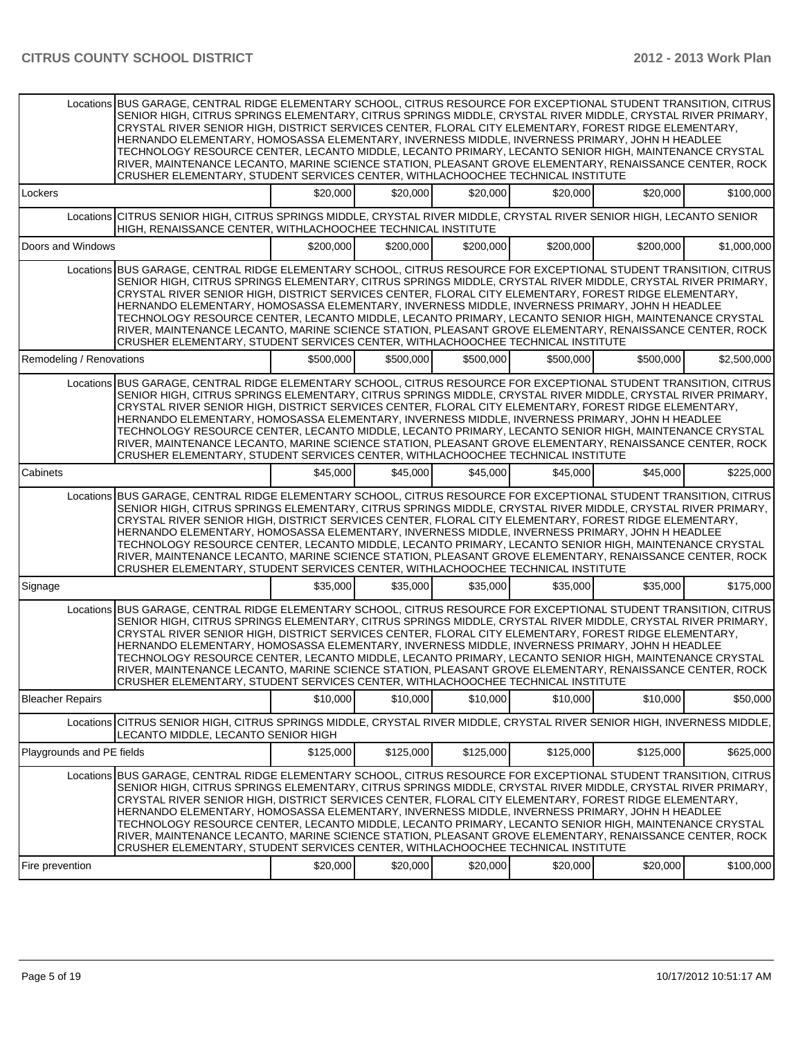| | | | | | | |
|---|---|---|---|---|---|---|
| Locations | BUS GARAGE, CENTRAL RIDGE ELEMENTARY SCHOOL, CITRUS RESOURCE FOR EXCEPTIONAL STUDENT TRANSITION, CITRUS SENIOR HIGH, CITRUS SPRINGS ELEMENTARY, CITRUS SPRINGS MIDDLE, CRYSTAL RIVER MIDDLE, CRYSTAL RIVER PRIMARY, CRYSTAL RIVER SENIOR HIGH, DISTRICT SERVICES CENTER, FLORAL CITY ELEMENTARY, FOREST RIDGE ELEMENTARY, HERNANDO ELEMENTARY, HOMOSASSA ELEMENTARY, INVERNESS MIDDLE, INVERNESS PRIMARY, JOHN H HEADLEE TECHNOLOGY RESOURCE CENTER, LECANTO MIDDLE, LECANTO PRIMARY, LECANTO SENIOR HIGH, MAINTENANCE CRYSTAL RIVER, MAINTENANCE LECANTO, MARINE SCIENCE STATION, PLEASANT GROVE ELEMENTARY, RENAISSANCE CENTER, ROCK CRUSHER ELEMENTARY, STUDENT SERVICES CENTER, WITHLACHOOCHEE TECHNICAL INSTITUTE | | | | | |
| Lockers | | $20,000 | $20,000 | $20,000 | $20,000 | $20,000 | $100,000 |
| Locations | CITRUS SENIOR HIGH, CITRUS SPRINGS MIDDLE, CRYSTAL RIVER MIDDLE, CRYSTAL RIVER SENIOR HIGH, LECANTO SENIOR HIGH, RENAISSANCE CENTER, WITHLACHOOCHEE TECHNICAL INSTITUTE | | | | | |
| Doors and Windows | | $200,000 | $200,000 | $200,000 | $200,000 | $200,000 | $1,000,000 |
| Locations | BUS GARAGE, CENTRAL RIDGE ELEMENTARY SCHOOL, CITRUS RESOURCE FOR EXCEPTIONAL STUDENT TRANSITION, CITRUS SENIOR HIGH, CITRUS SPRINGS ELEMENTARY, CITRUS SPRINGS MIDDLE, CRYSTAL RIVER MIDDLE, CRYSTAL RIVER PRIMARY, CRYSTAL RIVER SENIOR HIGH, DISTRICT SERVICES CENTER, FLORAL CITY ELEMENTARY, FOREST RIDGE ELEMENTARY, HERNANDO ELEMENTARY, HOMOSASSA ELEMENTARY, INVERNESS MIDDLE, INVERNESS PRIMARY, JOHN H HEADLEE TECHNOLOGY RESOURCE CENTER, LECANTO MIDDLE, LECANTO PRIMARY, LECANTO SENIOR HIGH, MAINTENANCE CRYSTAL RIVER, MAINTENANCE LECANTO, MARINE SCIENCE STATION, PLEASANT GROVE ELEMENTARY, RENAISSANCE CENTER, ROCK CRUSHER ELEMENTARY, STUDENT SERVICES CENTER, WITHLACHOOCHEE TECHNICAL INSTITUTE | | | | | |
| Remodeling / Renovations | | $500,000 | $500,000 | $500,000 | $500,000 | $500,000 | $2,500,000 |
| Locations | BUS GARAGE, CENTRAL RIDGE ELEMENTARY SCHOOL, CITRUS RESOURCE FOR EXCEPTIONAL STUDENT TRANSITION, CITRUS SENIOR HIGH, CITRUS SPRINGS ELEMENTARY, CITRUS SPRINGS MIDDLE, CRYSTAL RIVER MIDDLE, CRYSTAL RIVER PRIMARY, CRYSTAL RIVER SENIOR HIGH, DISTRICT SERVICES CENTER, FLORAL CITY ELEMENTARY, FOREST RIDGE ELEMENTARY, HERNANDO ELEMENTARY, HOMOSASSA ELEMENTARY, INVERNESS MIDDLE, INVERNESS PRIMARY, JOHN H HEADLEE TECHNOLOGY RESOURCE CENTER, LECANTO MIDDLE, LECANTO PRIMARY, LECANTO SENIOR HIGH, MAINTENANCE CRYSTAL RIVER, MAINTENANCE LECANTO, MARINE SCIENCE STATION, PLEASANT GROVE ELEMENTARY, RENAISSANCE CENTER, ROCK CRUSHER ELEMENTARY, STUDENT SERVICES CENTER, WITHLACHOOCHEE TECHNICAL INSTITUTE | | | | | |
| Cabinets | | $45,000 | $45,000 | $45,000 | $45,000 | $45,000 | $225,000 |
| Locations | BUS GARAGE, CENTRAL RIDGE ELEMENTARY SCHOOL, CITRUS RESOURCE FOR EXCEPTIONAL STUDENT TRANSITION, CITRUS SENIOR HIGH, CITRUS SPRINGS ELEMENTARY, CITRUS SPRINGS MIDDLE, CRYSTAL RIVER MIDDLE, CRYSTAL RIVER PRIMARY, CRYSTAL RIVER SENIOR HIGH, DISTRICT SERVICES CENTER, FLORAL CITY ELEMENTARY, FOREST RIDGE ELEMENTARY, HERNANDO ELEMENTARY, HOMOSASSA ELEMENTARY, INVERNESS MIDDLE, INVERNESS PRIMARY, JOHN H HEADLEE TECHNOLOGY RESOURCE CENTER, LECANTO MIDDLE, LECANTO PRIMARY, LECANTO SENIOR HIGH, MAINTENANCE CRYSTAL RIVER, MAINTENANCE LECANTO, MARINE SCIENCE STATION, PLEASANT GROVE ELEMENTARY, RENAISSANCE CENTER, ROCK CRUSHER ELEMENTARY, STUDENT SERVICES CENTER, WITHLACHOOCHEE TECHNICAL INSTITUTE | | | | | |
| Signage | | $35,000 | $35,000 | $35,000 | $35,000 | $35,000 | $175,000 |
| Locations | BUS GARAGE, CENTRAL RIDGE ELEMENTARY SCHOOL, CITRUS RESOURCE FOR EXCEPTIONAL STUDENT TRANSITION, CITRUS SENIOR HIGH, CITRUS SPRINGS ELEMENTARY, CITRUS SPRINGS MIDDLE, CRYSTAL RIVER MIDDLE, CRYSTAL RIVER PRIMARY, CRYSTAL RIVER SENIOR HIGH, DISTRICT SERVICES CENTER, FLORAL CITY ELEMENTARY, FOREST RIDGE ELEMENTARY, HERNANDO ELEMENTARY, HOMOSASSA ELEMENTARY, INVERNESS MIDDLE, INVERNESS PRIMARY, JOHN H HEADLEE TECHNOLOGY RESOURCE CENTER, LECANTO MIDDLE, LECANTO PRIMARY, LECANTO SENIOR HIGH, MAINTENANCE CRYSTAL RIVER, MAINTENANCE LECANTO, MARINE SCIENCE STATION, PLEASANT GROVE ELEMENTARY, RENAISSANCE CENTER, ROCK CRUSHER ELEMENTARY, STUDENT SERVICES CENTER, WITHLACHOOCHEE TECHNICAL INSTITUTE | | | | | |
| Bleacher Repairs | | $10,000 | $10,000 | $10,000 | $10,000 | $10,000 | $50,000 |
| Locations | CITRUS SENIOR HIGH, CITRUS SPRINGS MIDDLE, CRYSTAL RIVER MIDDLE, CRYSTAL RIVER SENIOR HIGH, INVERNESS MIDDLE, LECANTO MIDDLE, LECANTO SENIOR HIGH | | | | | |
| Playgrounds and PE fields | | $125,000 | $125,000 | $125,000 | $125,000 | $125,000 | $625,000 |
| Locations | BUS GARAGE, CENTRAL RIDGE ELEMENTARY SCHOOL, CITRUS RESOURCE FOR EXCEPTIONAL STUDENT TRANSITION, CITRUS SENIOR HIGH, CITRUS SPRINGS ELEMENTARY, CITRUS SPRINGS MIDDLE, CRYSTAL RIVER MIDDLE, CRYSTAL RIVER PRIMARY, CRYSTAL RIVER SENIOR HIGH, DISTRICT SERVICES CENTER, FLORAL CITY ELEMENTARY, FOREST RIDGE ELEMENTARY, HERNANDO ELEMENTARY, HOMOSASSA ELEMENTARY, INVERNESS MIDDLE, INVERNESS PRIMARY, JOHN H HEADLEE TECHNOLOGY RESOURCE CENTER, LECANTO MIDDLE, LECANTO PRIMARY, LECANTO SENIOR HIGH, MAINTENANCE CRYSTAL RIVER, MAINTENANCE LECANTO, MARINE SCIENCE STATION, PLEASANT GROVE ELEMENTARY, RENAISSANCE CENTER, ROCK CRUSHER ELEMENTARY, STUDENT SERVICES CENTER, WITHLACHOOCHEE TECHNICAL INSTITUTE | | | | | |
| Fire prevention | | $20,000 | $20,000 | $20,000 | $20,000 | $20,000 | $100,000 |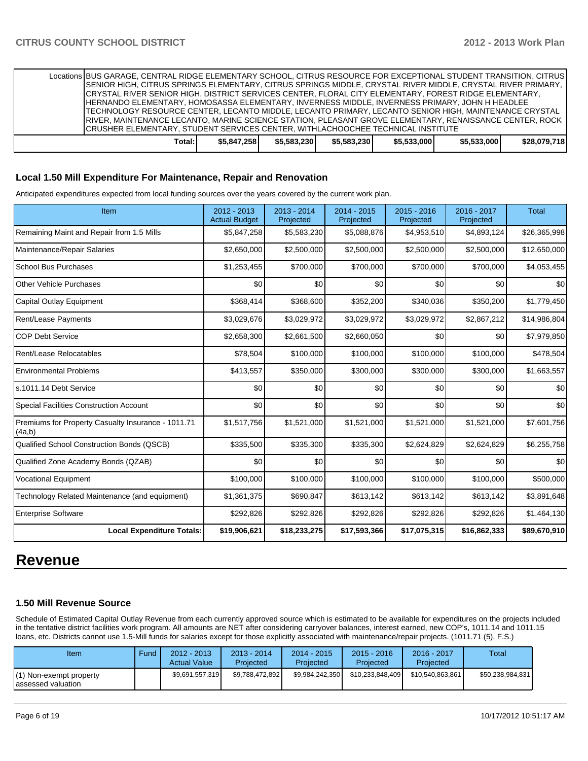| | | | | | | |
|---|---|---|---|---|---|---|
| Locations | BUS GARAGE, CENTRAL RIDGE ELEMENTARY SCHOOL, CITRUS RESOURCE FOR EXCEPTIONAL STUDENT TRANSITION, CITRUS SENIOR HIGH, CITRUS SPRINGS ELEMENTARY, CITRUS SPRINGS MIDDLE, CRYSTAL RIVER MIDDLE, CRYSTAL RIVER PRIMARY, CRYSTAL RIVER SENIOR HIGH, DISTRICT SERVICES CENTER, FLORAL CITY ELEMENTARY, FOREST RIDGE ELEMENTARY, HERNANDO ELEMENTARY, HOMOSASSA ELEMENTARY, INVERNESS MIDDLE, INVERNESS PRIMARY, JOHN H HEADLEE TECHNOLOGY RESOURCE CENTER, LECANTO MIDDLE, LECANTO PRIMARY, LECANTO SENIOR HIGH, MAINTENANCE CRYSTAL RIVER, MAINTENANCE LECANTO, MARINE SCIENCE STATION, PLEASANT GROVE ELEMENTARY, RENAISSANCE CENTER, ROCK CRUSHER ELEMENTARY, STUDENT SERVICES CENTER, WITHLACHOOCHEE TECHNICAL INSTITUTE | | | | | |
| Total: | $5,847,258 | $5,583,230 | $5,583,230 | $5,533,000 | $5,533,000 | $28,079,718 |

### Local 1.50 Mill Expenditure For Maintenance, Repair and Renovation

Anticipated expenditures expected from local funding sources over the years covered by the current work plan.

| Item | 2012 - 2013 Actual Budget | 2013 - 2014 Projected | 2014 - 2015 Projected | 2015 - 2016 Projected | 2016 - 2017 Projected | Total |
|---|---|---|---|---|---|---|
| Remaining Maint and Repair from 1.5 Mills | $5,847,258 | $5,583,230 | $5,088,876 | $4,953,510 | $4,893,124 | $26,365,998 |
| Maintenance/Repair Salaries | $2,650,000 | $2,500,000 | $2,500,000 | $2,500,000 | $2,500,000 | $12,650,000 |
| School Bus Purchases | $1,253,455 | $700,000 | $700,000 | $700,000 | $700,000 | $4,053,455 |
| Other Vehicle Purchases | $0 | $0 | $0 | $0 | $0 | $0 |
| Capital Outlay Equipment | $368,414 | $368,600 | $352,200 | $340,036 | $350,200 | $1,779,450 |
| Rent/Lease Payments | $3,029,676 | $3,029,972 | $3,029,972 | $3,029,972 | $2,867,212 | $14,986,804 |
| COP Debt Service | $2,658,300 | $2,661,500 | $2,660,050 | $0 | $0 | $7,979,850 |
| Rent/Lease Relocatables | $78,504 | $100,000 | $100,000 | $100,000 | $100,000 | $478,504 |
| Environmental Problems | $413,557 | $350,000 | $300,000 | $300,000 | $300,000 | $1,663,557 |
| s.1011.14 Debt Service | $0 | $0 | $0 | $0 | $0 | $0 |
| Special Facilities Construction Account | $0 | $0 | $0 | $0 | $0 | $0 |
| Premiums for Property Casualty Insurance - 1011.71 (4a,b) | $1,517,756 | $1,521,000 | $1,521,000 | $1,521,000 | $1,521,000 | $7,601,756 |
| Qualified School Construction Bonds (QSCB) | $335,500 | $335,300 | $335,300 | $2,624,829 | $2,624,829 | $6,255,758 |
| Qualified Zone Academy Bonds (QZAB) | $0 | $0 | $0 | $0 | $0 | $0 |
| Vocational Equipment | $100,000 | $100,000 | $100,000 | $100,000 | $100,000 | $500,000 |
| Technology Related Maintenance (and equipment) | $1,361,375 | $690,847 | $613,142 | $613,142 | $613,142 | $3,891,648 |
| Enterprise Software | $292,826 | $292,826 | $292,826 | $292,826 | $292,826 | $1,464,130 |
| **Local Expenditure Totals:** | **$19,906,621** | **$18,233,275** | **$17,593,366** | **$17,075,315** | **$16,862,333** | **$89,670,910** |

# Revenue

### 1.50 Mill Revenue Source

Schedule of Estimated Capital Outlay Revenue from each currently approved source which is estimated to be available for expenditures on the projects included in the tentative district facilities work program. All amounts are NET after considering carryover balances, interest earned, new COP's, 1011.14 and 1011.15 loans, etc. Districts cannot use 1.5-Mill funds for salaries except for those explicitly associated with maintenance/repair projects. (1011.71 (5), F.S.)

| Item | Fund | 2012 - 2013 Actual Value | 2013 - 2014 Projected | 2014 - 2015 Projected | 2015 - 2016 Projected | 2016 - 2017 Projected | Total |
|---|---|---|---|---|---|---|---|
| (1) Non-exempt property assessed valuation | | $9,691,557,319 | $9,788,472,892 | $9,984,242,350 | $10,233,848,409 | $10,540,863,861 | $50,238,984,831 |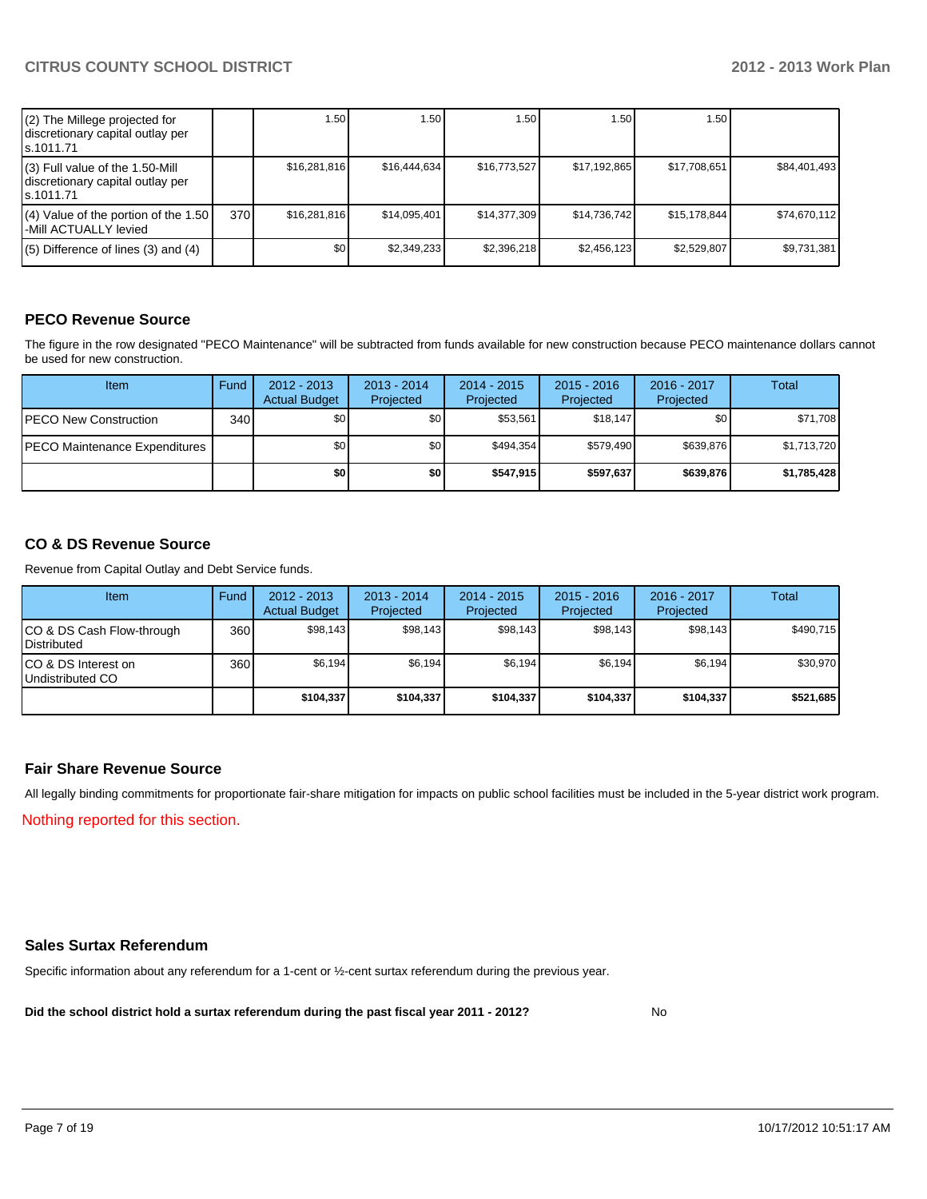| | | | | | | | |
|---|---|---|---|---|---|---|---|
| (2) The Millege projected for discretionary capital outlay per s.1011.71 | | 1.50 | 1.50 | 1.50 | 1.50 | 1.50 | |
| (3) Full value of the 1.50-Mill discretionary capital outlay per s.1011.71 | | $16,281,816 | $16,444,634 | $16,773,527 | $17,192,865 | $17,708,651 | $84,401,493 |
| (4) Value of the portion of the 1.50 -Mill ACTUALLY levied | 370 | $16,281,816 | $14,095,401 | $14,377,309 | $14,736,742 | $15,178,844 | $74,670,112 |
| (5) Difference of lines (3) and (4) | | $0 | $2,349,233 | $2,396,218 | $2,456,123 | $2,529,807 | $9,731,381 |

## PECO Revenue Source

The figure in the row designated "PECO Maintenance" will be subtracted from funds available for new construction because PECO maintenance dollars cannot be used for new construction.

| Item | Fund | 2012 - 2013 Actual Budget | 2013 - 2014 Projected | 2014 - 2015 Projected | 2015 - 2016 Projected | 2016 - 2017 Projected | Total |
|---|---|---|---|---|---|---|---|
| PECO New Construction | 340 | $0 | $0 | $53,561 | $18,147 | $0 | $71,708 |
| PECO Maintenance Expenditures | | $0 | $0 | $494,354 | $579,490 | $639,876 | $1,713,720 |
| | | **$0** | **$0** | **$547,915** | **$597,637** | **$639,876** | **$1,785,428** |

## CO & DS Revenue Source

Revenue from Capital Outlay and Debt Service funds.

| Item | Fund | 2012 - 2013 Actual Budget | 2013 - 2014 Projected | 2014 - 2015 Projected | 2015 - 2016 Projected | 2016 - 2017 Projected | Total |
|---|---|---|---|---|---|---|---|
| CO & DS Cash Flow-through Distributed | 360 | $98,143 | $98,143 | $98,143 | $98,143 | $98,143 | $490,715 |
| CO & DS Interest on Undistributed CO | 360 | $6,194 | $6,194 | $6,194 | $6,194 | $6,194 | $30,970 |
| | | **$104,337** | **$104,337** | **$104,337** | **$104,337** | **$104,337** | **$521,685** |

## Fair Share Revenue Source

All legally binding commitments for proportionate fair-share mitigation for impacts on public school facilities must be included in the 5-year district work program.

Nothing reported for this section.

## Sales Surtax Referendum

Specific information about any referendum for a 1-cent or ½-cent surtax referendum during the previous year.

**Did the school district hold a surtax referendum during the past fiscal year 2011 - 2012?** No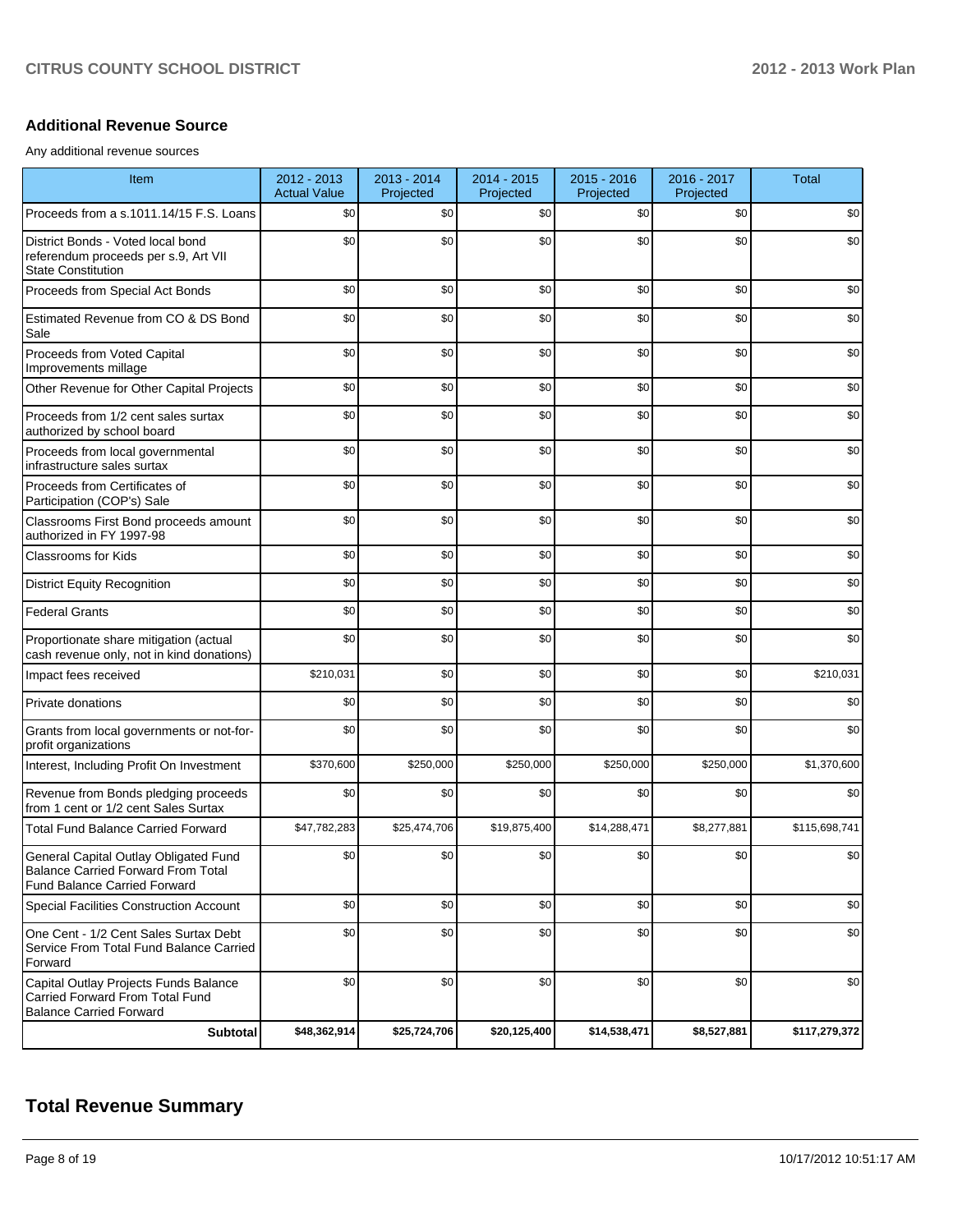## Additional Revenue Source

Any additional revenue sources

| Item | 2012 - 2013 Actual Value | 2013 - 2014 Projected | 2014 - 2015 Projected | 2015 - 2016 Projected | 2016 - 2017 Projected | Total |
|---|---|---|---|---|---|---|
| Proceeds from a s.1011.14/15 F.S. Loans | $0 | $0 | $0 | $0 | $0 | $0 |
| District Bonds - Voted local bond referendum proceeds per s.9, Art VII State Constitution | $0 | $0 | $0 | $0 | $0 | $0 |
| Proceeds from Special Act Bonds | $0 | $0 | $0 | $0 | $0 | $0 |
| Estimated Revenue from CO & DS Bond Sale | $0 | $0 | $0 | $0 | $0 | $0 |
| Proceeds from Voted Capital Improvements millage | $0 | $0 | $0 | $0 | $0 | $0 |
| Other Revenue for Other Capital Projects | $0 | $0 | $0 | $0 | $0 | $0 |
| Proceeds from 1/2 cent sales surtax authorized by school board | $0 | $0 | $0 | $0 | $0 | $0 |
| Proceeds from local governmental infrastructure sales surtax | $0 | $0 | $0 | $0 | $0 | $0 |
| Proceeds from Certificates of Participation (COP's) Sale | $0 | $0 | $0 | $0 | $0 | $0 |
| Classrooms First Bond proceeds amount authorized in FY 1997-98 | $0 | $0 | $0 | $0 | $0 | $0 |
| Classrooms for Kids | $0 | $0 | $0 | $0 | $0 | $0 |
| District Equity Recognition | $0 | $0 | $0 | $0 | $0 | $0 |
| Federal Grants | $0 | $0 | $0 | $0 | $0 | $0 |
| Proportionate share mitigation (actual cash revenue only, not in kind donations) | $0 | $0 | $0 | $0 | $0 | $0 |
| Impact fees received | $210,031 | $0 | $0 | $0 | $0 | $210,031 |
| Private donations | $0 | $0 | $0 | $0 | $0 | $0 |
| Grants from local governments or not-for-profit organizations | $0 | $0 | $0 | $0 | $0 | $0 |
| Interest, Including Profit On Investment | $370,600 | $250,000 | $250,000 | $250,000 | $250,000 | $1,370,600 |
| Revenue from Bonds pledging proceeds from 1 cent or 1/2 cent Sales Surtax | $0 | $0 | $0 | $0 | $0 | $0 |
| Total Fund Balance Carried Forward | $47,782,283 | $25,474,706 | $19,875,400 | $14,288,471 | $8,277,881 | $115,698,741 |
| General Capital Outlay Obligated Fund Balance Carried Forward From Total Fund Balance Carried Forward | $0 | $0 | $0 | $0 | $0 | $0 |
| Special Facilities Construction Account | $0 | $0 | $0 | $0 | $0 | $0 |
| One Cent - 1/2 Cent Sales Surtax Debt Service From Total Fund Balance Carried Forward | $0 | $0 | $0 | $0 | $0 | $0 |
| Capital Outlay Projects Funds Balance Carried Forward From Total Fund Balance Carried Forward | $0 | $0 | $0 | $0 | $0 | $0 |
| **Subtotal** | **$48,362,914** | **$25,724,706** | **$20,125,400** | **$14,538,471** | **$8,527,881** | **$117,279,372** |

# Total Revenue Summary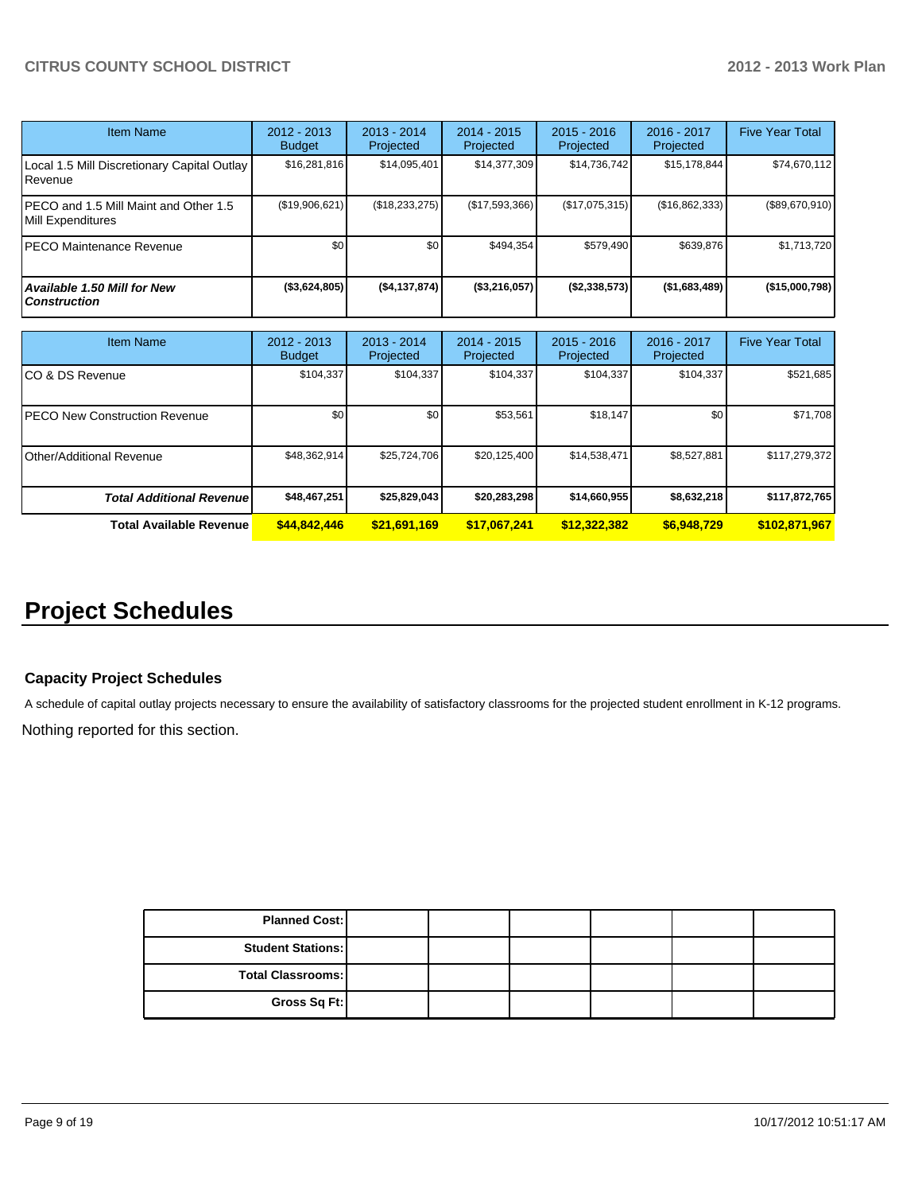| Item Name | 2012 - 2013 Budget | 2013 - 2014 Projected | 2014 - 2015 Projected | 2015 - 2016 Projected | 2016 - 2017 Projected | Five Year Total |
|---|---|---|---|---|---|---|
| Local 1.5 Mill Discretionary Capital Outlay Revenue | $16,281,816 | $14,095,401 | $14,377,309 | $14,736,742 | $15,178,844 | $74,670,112 |
| PECO and 1.5 Mill Maint and Other 1.5 Mill Expenditures | ($19,906,621) | ($18,233,275) | ($17,593,366) | ($17,075,315) | ($16,862,333) | ($89,670,910) |
| PECO Maintenance Revenue | $0 | $0 | $494,354 | $579,490 | $639,876 | $1,713,720 |
| ***Available 1.50 Mill for New Construction*** | **($3,624,805)** | **($4,137,874)** | **($3,216,057)** | **($2,338,573)** | **($1,683,489)** | **($15,000,798)** |

| Item Name | 2012 - 2013 Budget | 2013 - 2014 Projected | 2014 - 2015 Projected | 2015 - 2016 Projected | 2016 - 2017 Projected | Five Year Total |
|---|---|---|---|---|---|---|
| CO & DS Revenue | $104,337 | $104,337 | $104,337 | $104,337 | $104,337 | $521,685 |
| PECO New Construction Revenue | $0 | $0 | $53,561 | $18,147 | $0 | $71,708 |
| Other/Additional Revenue | $48,362,914 | $25,724,706 | $20,125,400 | $14,538,471 | $8,527,881 | $117,279,372 |
| ***Total Additional Revenue*** | **$48,467,251** | **$25,829,043** | **$20,283,298** | **$14,660,955** | **$8,632,218** | **$117,872,765** |
| **Total Available Revenue** | **$44,842,446** | **$21,691,169** | **$17,067,241** | **$12,322,382** | **$6,948,729** | **$102,871,967** |

# Project Schedules

### Capacity Project Schedules

A schedule of capital outlay projects necessary to ensure the availability of satisfactory classrooms for the projected student enrollment in K-12 programs.

Nothing reported for this section.

| | | | | | | |
|---|---|---|---|---|---|---|
| **Planned Cost:** | | | | | | |
| **Student Stations:** | | | | | | |
| **Total Classrooms:** | | | | | | |
| **Gross Sq Ft:** | | | | | | |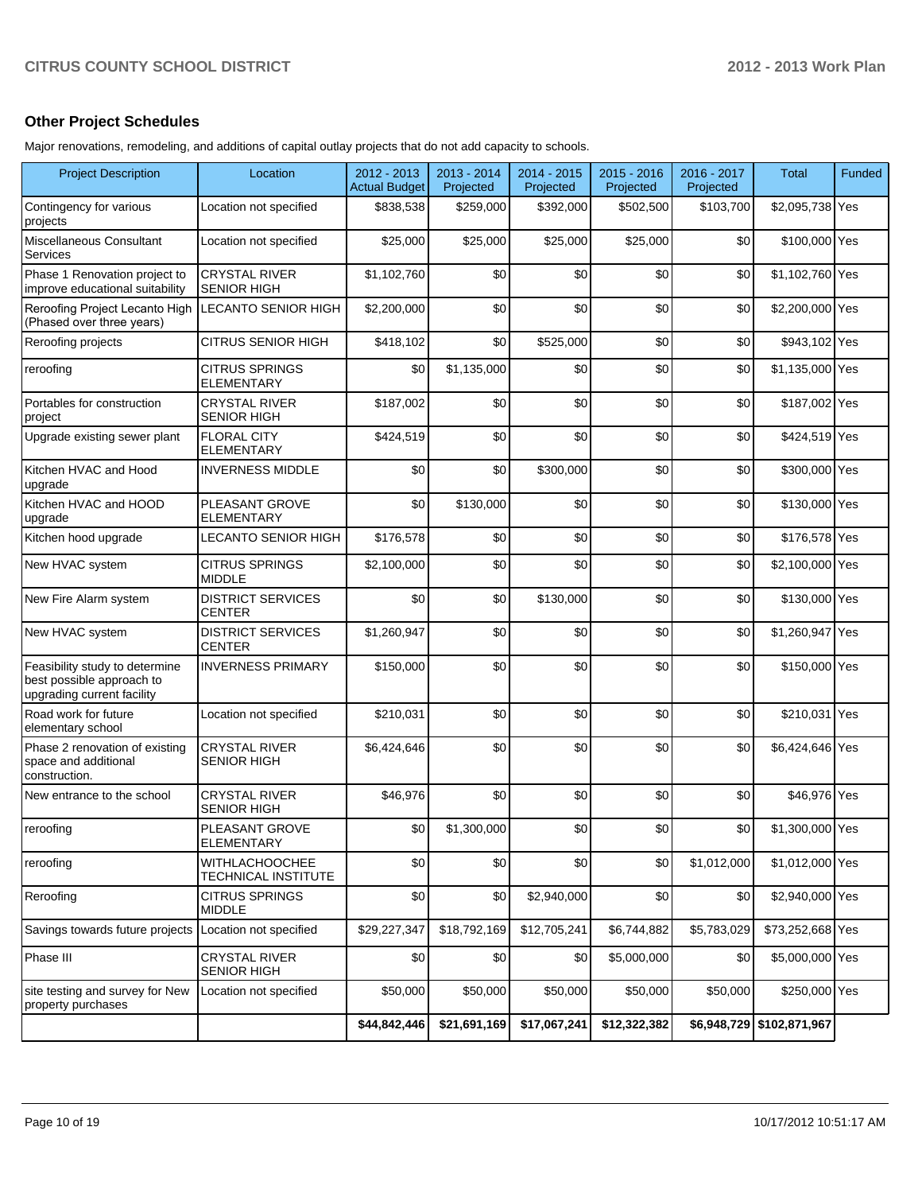## Other Project Schedules

Major renovations, remodeling, and additions of capital outlay projects that do not add capacity to schools.

| Project Description | Location | 2012 - 2013 Actual Budget | 2013 - 2014 Projected | 2014 - 2015 Projected | 2015 - 2016 Projected | 2016 - 2017 Projected | Total | Funded |
|---|---|---|---|---|---|---|---|---|
| Contingency for various projects | Location not specified | $838,538 | $259,000 | $392,000 | $502,500 | $103,700 | $2,095,738 | Yes |
| Miscellaneous Consultant Services | Location not specified | $25,000 | $25,000 | $25,000 | $25,000 | $0 | $100,000 | Yes |
| Phase 1 Renovation project to improve educational suitability | CRYSTAL RIVER SENIOR HIGH | $1,102,760 | $0 | $0 | $0 | $0 | $1,102,760 | Yes |
| Reroofing Project Lecanto High (Phased over three years) | LECANTO SENIOR HIGH | $2,200,000 | $0 | $0 | $0 | $0 | $2,200,000 | Yes |
| Reroofing projects | CITRUS SENIOR HIGH | $418,102 | $0 | $525,000 | $0 | $0 | $943,102 | Yes |
| reroofing | CITRUS SPRINGS ELEMENTARY | $0 | $1,135,000 | $0 | $0 | $0 | $1,135,000 | Yes |
| Portables for construction project | CRYSTAL RIVER SENIOR HIGH | $187,002 | $0 | $0 | $0 | $0 | $187,002 | Yes |
| Upgrade existing sewer plant | FLORAL CITY ELEMENTARY | $424,519 | $0 | $0 | $0 | $0 | $424,519 | Yes |
| Kitchen HVAC and Hood upgrade | INVERNESS MIDDLE | $0 | $0 | $300,000 | $0 | $0 | $300,000 | Yes |
| Kitchen HVAC and HOOD upgrade | PLEASANT GROVE ELEMENTARY | $0 | $130,000 | $0 | $0 | $0 | $130,000 | Yes |
| Kitchen hood upgrade | LECANTO SENIOR HIGH | $176,578 | $0 | $0 | $0 | $0 | $176,578 | Yes |
| New HVAC system | CITRUS SPRINGS MIDDLE | $2,100,000 | $0 | $0 | $0 | $0 | $2,100,000 | Yes |
| New Fire Alarm system | DISTRICT SERVICES CENTER | $0 | $0 | $130,000 | $0 | $0 | $130,000 | Yes |
| New HVAC system | DISTRICT SERVICES CENTER | $1,260,947 | $0 | $0 | $0 | $0 | $1,260,947 | Yes |
| Feasibility study to determine best possible approach to upgrading current facility | INVERNESS PRIMARY | $150,000 | $0 | $0 | $0 | $0 | $150,000 | Yes |
| Road work for future elementary school | Location not specified | $210,031 | $0 | $0 | $0 | $0 | $210,031 | Yes |
| Phase 2 renovation of existing space and additional construction. | CRYSTAL RIVER SENIOR HIGH | $6,424,646 | $0 | $0 | $0 | $0 | $6,424,646 | Yes |
| New entrance to the school | CRYSTAL RIVER SENIOR HIGH | $46,976 | $0 | $0 | $0 | $0 | $46,976 | Yes |
| reroofing | PLEASANT GROVE ELEMENTARY | $0 | $1,300,000 | $0 | $0 | $0 | $1,300,000 | Yes |
| reroofing | WITHLACHOOCHEE TECHNICAL INSTITUTE | $0 | $0 | $0 | $0 | $1,012,000 | $1,012,000 | Yes |
| Reroofing | CITRUS SPRINGS MIDDLE | $0 | $0 | $2,940,000 | $0 | $0 | $2,940,000 | Yes |
| Savings towards future projects | Location not specified | $29,227,347 | $18,792,169 | $12,705,241 | $6,744,882 | $5,783,029 | $73,252,668 | Yes |
| Phase III | CRYSTAL RIVER SENIOR HIGH | $0 | $0 | $0 | $5,000,000 | $0 | $5,000,000 | Yes |
| site testing and survey for New property purchases | Location not specified | $50,000 | $50,000 | $50,000 | $50,000 | $50,000 | $250,000 | Yes |
| | | **$44,842,446** | **$21,691,169** | **$17,067,241** | **$12,322,382** | **$6,948,729** | **$102,871,967** | |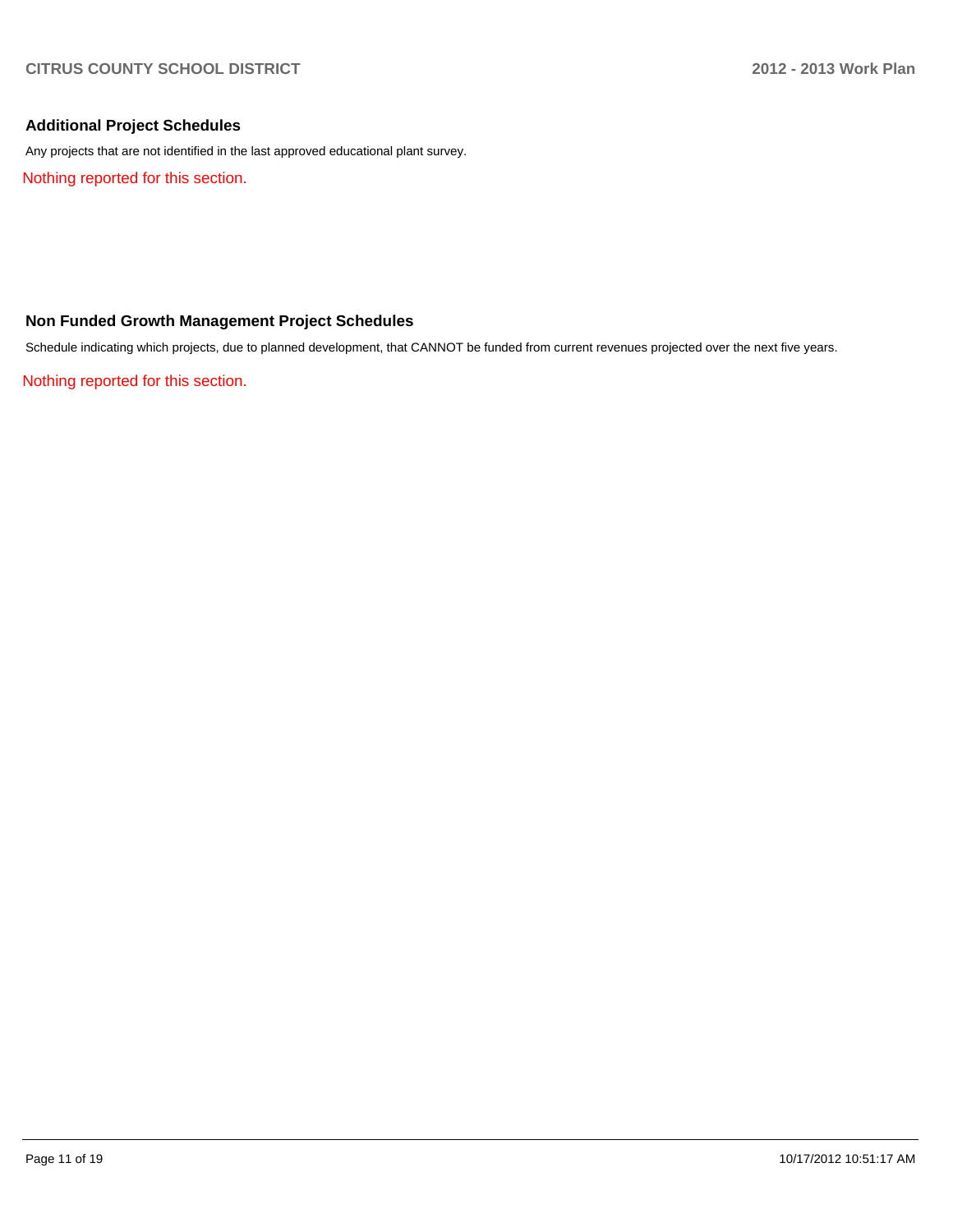## Additional Project Schedules

Any projects that are not identified in the last approved educational plant survey.

Nothing reported for this section.

## Non Funded Growth Management Project Schedules

Schedule indicating which projects, due to planned development, that CANNOT be funded from current revenues projected over the next five years.

Nothing reported for this section.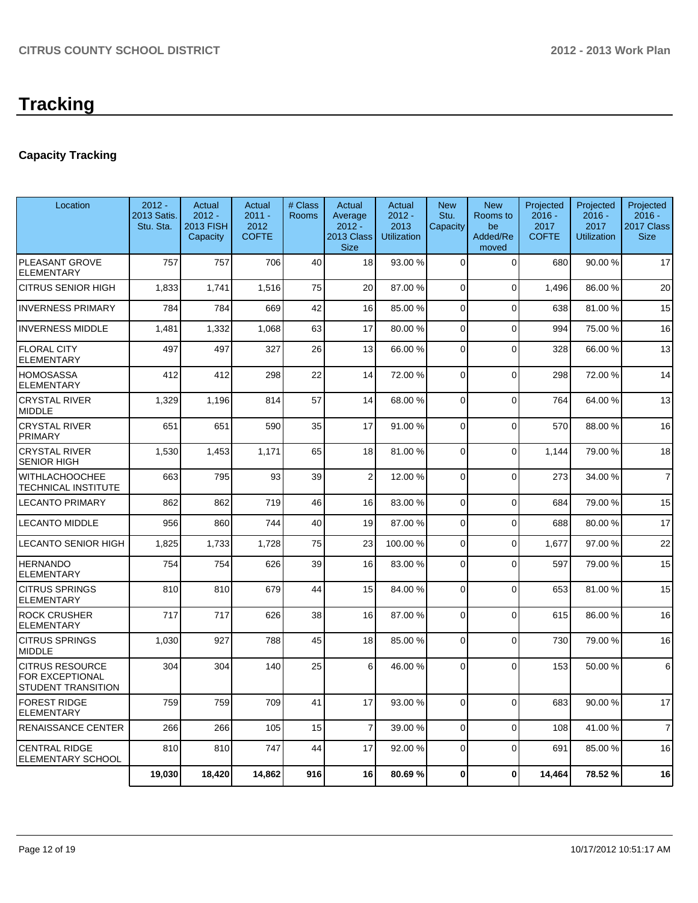# Tracking

## Capacity Tracking

| Location | 2012 - 2013 Satis. Stu. Sta. | Actual 2012 - 2013 FISH Capacity | Actual 2011 - 2012 COFTE | # Class Rooms | Actual Average 2012 - 2013 Class Size | Actual 2012 - 2013 Utilization | New Stu. Capacity | New Rooms to be Added/Removed | Projected 2016 - 2017 COFTE | Projected 2016 - 2017 Utilization | Projected 2016 - 2017 Class Size |
|---|---|---|---|---|---|---|---|---|---|---|---|
| PLEASANT GROVE ELEMENTARY | 757 | 757 | 706 | 40 | 18 | 93.00 % | 0 | 0 | 680 | 90.00 % | 17 |
| CITRUS SENIOR HIGH | 1,833 | 1,741 | 1,516 | 75 | 20 | 87.00 % | 0 | 0 | 1,496 | 86.00 % | 20 |
| INVERNESS PRIMARY | 784 | 784 | 669 | 42 | 16 | 85.00 % | 0 | 0 | 638 | 81.00 % | 15 |
| INVERNESS MIDDLE | 1,481 | 1,332 | 1,068 | 63 | 17 | 80.00 % | 0 | 0 | 994 | 75.00 % | 16 |
| FLORAL CITY ELEMENTARY | 497 | 497 | 327 | 26 | 13 | 66.00 % | 0 | 0 | 328 | 66.00 % | 13 |
| HOMOSASSA ELEMENTARY | 412 | 412 | 298 | 22 | 14 | 72.00 % | 0 | 0 | 298 | 72.00 % | 14 |
| CRYSTAL RIVER MIDDLE | 1,329 | 1,196 | 814 | 57 | 14 | 68.00 % | 0 | 0 | 764 | 64.00 % | 13 |
| CRYSTAL RIVER PRIMARY | 651 | 651 | 590 | 35 | 17 | 91.00 % | 0 | 0 | 570 | 88.00 % | 16 |
| CRYSTAL RIVER SENIOR HIGH | 1,530 | 1,453 | 1,171 | 65 | 18 | 81.00 % | 0 | 0 | 1,144 | 79.00 % | 18 |
| WITHLACHOOCHEE TECHNICAL INSTITUTE | 663 | 795 | 93 | 39 | 2 | 12.00 % | 0 | 0 | 273 | 34.00 % | 7 |
| LECANTO PRIMARY | 862 | 862 | 719 | 46 | 16 | 83.00 % | 0 | 0 | 684 | 79.00 % | 15 |
| LECANTO MIDDLE | 956 | 860 | 744 | 40 | 19 | 87.00 % | 0 | 0 | 688 | 80.00 % | 17 |
| LECANTO SENIOR HIGH | 1,825 | 1,733 | 1,728 | 75 | 23 | 100.00 % | 0 | 0 | 1,677 | 97.00 % | 22 |
| HERNANDO ELEMENTARY | 754 | 754 | 626 | 39 | 16 | 83.00 % | 0 | 0 | 597 | 79.00 % | 15 |
| CITRUS SPRINGS ELEMENTARY | 810 | 810 | 679 | 44 | 15 | 84.00 % | 0 | 0 | 653 | 81.00 % | 15 |
| ROCK CRUSHER ELEMENTARY | 717 | 717 | 626 | 38 | 16 | 87.00 % | 0 | 0 | 615 | 86.00 % | 16 |
| CITRUS SPRINGS MIDDLE | 1,030 | 927 | 788 | 45 | 18 | 85.00 % | 0 | 0 | 730 | 79.00 % | 16 |
| CITRUS RESOURCE FOR EXCEPTIONAL STUDENT TRANSITION | 304 | 304 | 140 | 25 | 6 | 46.00 % | 0 | 0 | 153 | 50.00 % | 6 |
| FOREST RIDGE ELEMENTARY | 759 | 759 | 709 | 41 | 17 | 93.00 % | 0 | 0 | 683 | 90.00 % | 17 |
| RENAISSANCE CENTER | 266 | 266 | 105 | 15 | 7 | 39.00 % | 0 | 0 | 108 | 41.00 % | 7 |
| CENTRAL RIDGE ELEMENTARY SCHOOL | 810 | 810 | 747 | 44 | 17 | 92.00 % | 0 | 0 | 691 | 85.00 % | 16 |
| | **19,030** | **18,420** | **14,862** | **916** | **16** | **80.69 %** | **0** | **0** | **14,464** | **78.52 %** | **16** |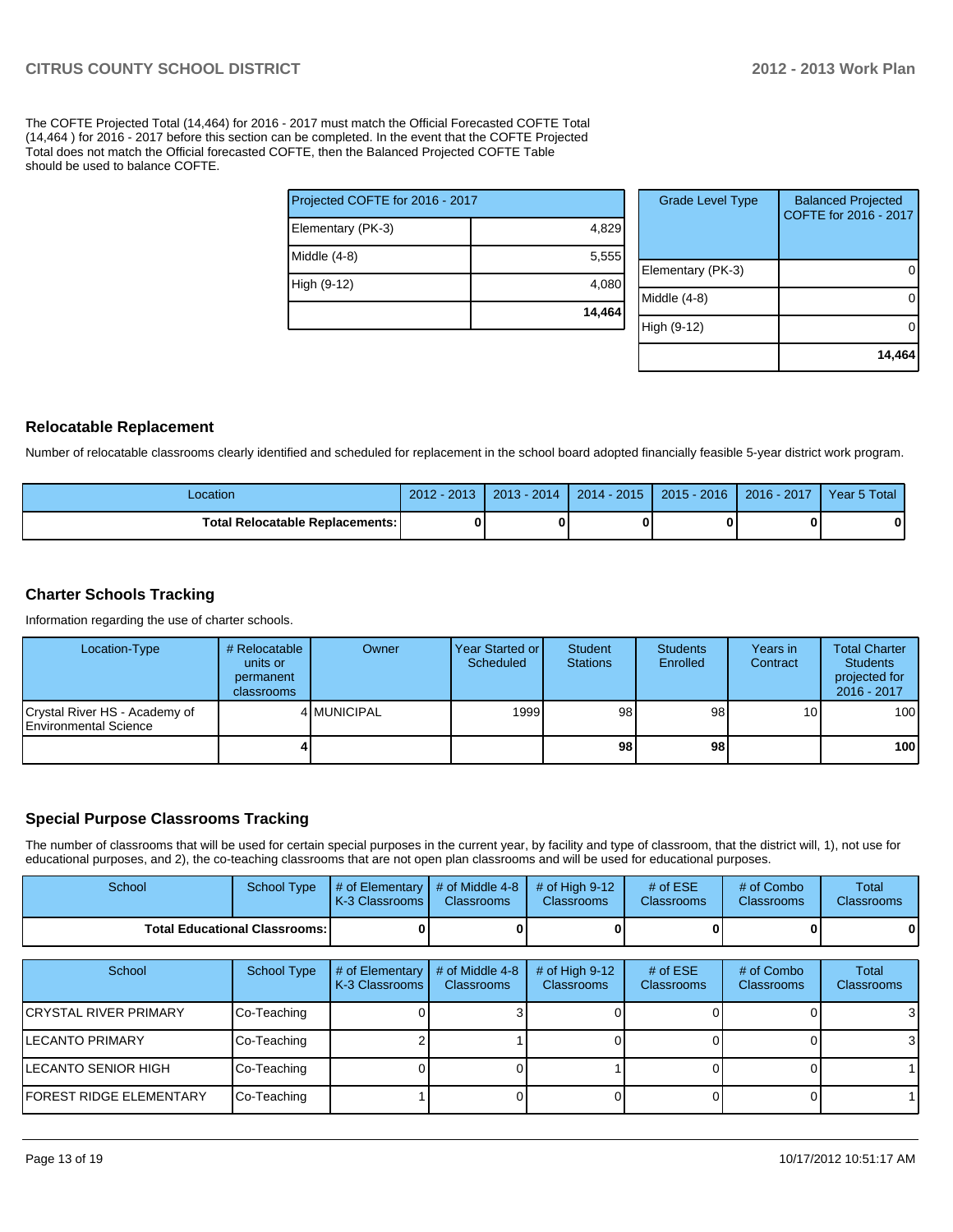The COFTE Projected Total (14,464) for 2016 - 2017 must match the Official Forecasted COFTE Total (14,464 ) for 2016 - 2017 before this section can be completed. In the event that the COFTE Projected Total does not match the Official forecasted COFTE, then the Balanced Projected COFTE Table should be used to balance COFTE.

| Projected COFTE for 2016 - 2017 | |
|---|---|
| Elementary (PK-3) | 4,829 |
| Middle (4-8) | 5,555 |
| High (9-12) | 4,080 |
| | **14,464** |

| Grade Level Type | Balanced Projected COFTE for 2016 - 2017 |
|---|---|
| Elementary (PK-3) | 0 |
| Middle (4-8) | 0 |
| High (9-12) | 0 |
| | **14,464** |

## Relocatable Replacement

Number of relocatable classrooms clearly identified and scheduled for replacement in the school board adopted financially feasible 5-year district work program.

| Location | 2012 - 2013 | 2013 - 2014 | 2014 - 2015 | 2015 - 2016 | 2016 - 2017 | Year 5 Total |
|---|---|---|---|---|---|---|
| **Total Relocatable Replacements:** | **0** | **0** | **0** | **0** | **0** | **0** |

## Charter Schools Tracking

Information regarding the use of charter schools.

| Location-Type | # Relocatable units or permanent classrooms | Owner | Year Started or Scheduled | Student Stations | Students Enrolled | Years in Contract | Total Charter Students projected for 2016 - 2017 |
|---|---|---|---|---|---|---|---|
| Crystal River HS - Academy of Environmental Science | 4 | MUNICIPAL | 1999 | 98 | 98 | 10 | 100 |
| | **4** | | | **98** | **98** | | **100** |

## Special Purpose Classrooms Tracking

The number of classrooms that will be used for certain special purposes in the current year, by facility and type of classroom, that the district will, 1), not use for educational purposes, and 2), the co-teaching classrooms that are not open plan classrooms and will be used for educational purposes.

| School | School Type | # of Elementary K-3 Classrooms | # of Middle 4-8 Classrooms | # of High 9-12 Classrooms | # of ESE Classrooms | # of Combo Classrooms | Total Classrooms |
|---|---|---|---|---|---|---|---|
| **Total Educational Classrooms:** | | **0** | **0** | **0** | **0** | **0** | **0** |

| School | School Type | # of Elementary K-3 Classrooms | # of Middle 4-8 Classrooms | # of High 9-12 Classrooms | # of ESE Classrooms | # of Combo Classrooms | Total Classrooms |
|---|---|---|---|---|---|---|---|
| CRYSTAL RIVER PRIMARY | Co-Teaching | 0 | 3 | 0 | 0 | 0 | 3 |
| LECANTO PRIMARY | Co-Teaching | 2 | 1 | 0 | 0 | 0 | 3 |
| LECANTO SENIOR HIGH | Co-Teaching | 0 | 0 | 1 | 0 | 0 | 1 |
| FOREST RIDGE ELEMENTARY | Co-Teaching | 1 | 0 | 0 | 0 | 0 | 1 |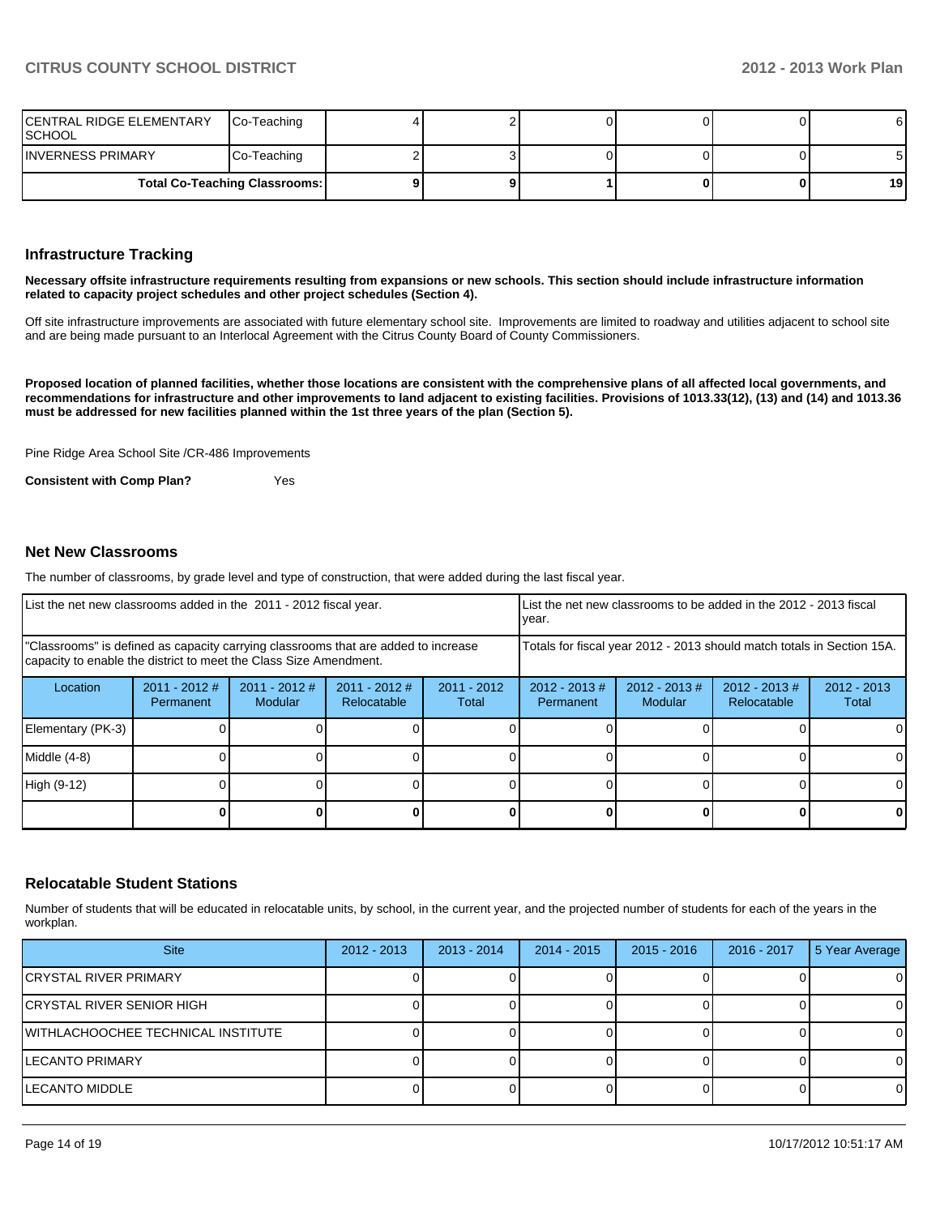| CENTRAL RIDGE ELEMENTARY SCHOOL | Co-Teaching | 4 | 2 | 0 | 0 | 0 | 6 |
|---|---|---|---|---|---|---|---|
| INVERNESS PRIMARY | Co-Teaching | 2 | 3 | 0 | 0 | 0 | 5 |
| Total Co-Teaching Classrooms: | | **9** | **9** | **1** | **0** | **0** | **19** |

## Infrastructure Tracking

**Necessary offsite infrastructure requirements resulting from expansions or new schools. This section should include infrastructure information related to capacity project schedules and other project schedules (Section 4).**

Off site infrastructure improvements are associated with future elementary school site. Improvements are limited to roadway and utilities adjacent to school site and are being made pursuant to an Interlocal Agreement with the Citrus County Board of County Commissioners.

**Proposed location of planned facilities, whether those locations are consistent with the comprehensive plans of all affected local governments, and recommendations for infrastructure and other improvements to land adjacent to existing facilities. Provisions of 1013.33(12), (13) and (14) and 1013.36 must be addressed for new facilities planned within the 1st three years of the plan (Section 5).**

Pine Ridge Area School Site /CR-486 Improvements

**Consistent with Comp Plan?** Yes

## Net New Classrooms

The number of classrooms, by grade level and type of construction, that were added during the last fiscal year.

| List the net new classrooms added in the 2011 - 2012 fiscal year. | | | | | List the net new classrooms to be added in the 2012 - 2013 fiscal year. | | | |
|---|---|---|---|---|---|---|---|---|
| "Classrooms" is defined as capacity carrying classrooms that are added to increase capacity to enable the district to meet the Class Size Amendment. | | | | | Totals for fiscal year 2012 - 2013 should match totals in Section 15A. | | | |
| Location | 2011 - 2012 # Permanent | 2011 - 2012 # Modular | 2011 - 2012 # Relocatable | 2011 - 2012 Total | 2012 - 2013 # Permanent | 2012 - 2013 # Modular | 2012 - 2013 # Relocatable | 2012 - 2013 Total |
| Elementary (PK-3) | 0 | 0 | 0 | 0 | 0 | 0 | 0 | 0 |
| Middle (4-8) | 0 | 0 | 0 | 0 | 0 | 0 | 0 | 0 |
| High (9-12) | 0 | 0 | 0 | 0 | 0 | 0 | 0 | 0 |
| | **0** | **0** | **0** | **0** | **0** | **0** | **0** | **0** |

## Relocatable Student Stations

Number of students that will be educated in relocatable units, by school, in the current year, and the projected number of students for each of the years in the workplan.

| Site | 2012 - 2013 | 2013 - 2014 | 2014 - 2015 | 2015 - 2016 | 2016 - 2017 | 5 Year Average |
|---|---|---|---|---|---|---|
| CRYSTAL RIVER PRIMARY | 0 | 0 | 0 | 0 | 0 | 0 |
| CRYSTAL RIVER SENIOR HIGH | 0 | 0 | 0 | 0 | 0 | 0 |
| WITHLACHOOCHEE TECHNICAL INSTITUTE | 0 | 0 | 0 | 0 | 0 | 0 |
| LECANTO PRIMARY | 0 | 0 | 0 | 0 | 0 | 0 |
| LECANTO MIDDLE | 0 | 0 | 0 | 0 | 0 | 0 |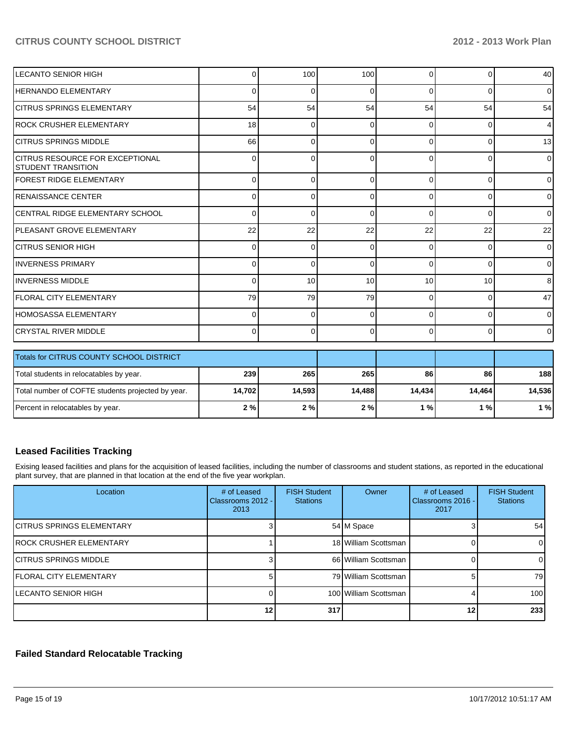| | | | | | | |
|---|---|---|---|---|---|---|
| LECANTO SENIOR HIGH | 0 | 100 | 100 | 0 | 0 | 40 |
| HERNANDO ELEMENTARY | 0 | 0 | 0 | 0 | 0 | 0 |
| CITRUS SPRINGS ELEMENTARY | 54 | 54 | 54 | 54 | 54 | 54 |
| ROCK CRUSHER ELEMENTARY | 18 | 0 | 0 | 0 | 0 | 4 |
| CITRUS SPRINGS MIDDLE | 66 | 0 | 0 | 0 | 0 | 13 |
| CITRUS RESOURCE FOR EXCEPTIONAL STUDENT TRANSITION | 0 | 0 | 0 | 0 | 0 | 0 |
| FOREST RIDGE ELEMENTARY | 0 | 0 | 0 | 0 | 0 | 0 |
| RENAISSANCE CENTER | 0 | 0 | 0 | 0 | 0 | 0 |
| CENTRAL RIDGE ELEMENTARY SCHOOL | 0 | 0 | 0 | 0 | 0 | 0 |
| PLEASANT GROVE ELEMENTARY | 22 | 22 | 22 | 22 | 22 | 22 |
| CITRUS SENIOR HIGH | 0 | 0 | 0 | 0 | 0 | 0 |
| INVERNESS PRIMARY | 0 | 0 | 0 | 0 | 0 | 0 |
| INVERNESS MIDDLE | 0 | 10 | 10 | 10 | 10 | 8 |
| FLORAL CITY ELEMENTARY | 79 | 79 | 79 | 0 | 0 | 47 |
| HOMOSASSA ELEMENTARY | 0 | 0 | 0 | 0 | 0 | 0 |
| CRYSTAL RIVER MIDDLE | 0 | 0 | 0 | 0 | 0 | 0 |

| Totals for CITRUS COUNTY SCHOOL DISTRICT | | | | | | |
|---|---|---|---|---|---|---|
| Total students in relocatables by year. | **239** | **265** | **265** | **86** | **86** | **188** |
| Total number of COFTE students projected by year. | **14,702** | **14,593** | **14,488** | **14,434** | **14,464** | **14,536** |
| Percent in relocatables by year. | **2 %** | **2 %** | **2 %** | **1 %** | **1 %** | **1 %** |

## Leased Facilities Tracking

Exising leased facilities and plans for the acquisition of leased facilities, including the number of classrooms and student stations, as reported in the educational plant survey, that are planned in that location at the end of the five year workplan.

| Location | # of Leased Classrooms 2012 - 2013 | FISH Student Stations | Owner | # of Leased Classrooms 2016 - 2017 | FISH Student Stations |
|---|---|---|---|---|---|
| CITRUS SPRINGS ELEMENTARY | 3 | 54 | M Space | 3 | 54 |
| ROCK CRUSHER ELEMENTARY | 1 | 18 | William Scottsman | 0 | 0 |
| CITRUS SPRINGS MIDDLE | 3 | 66 | William Scottsman | 0 | 0 |
| FLORAL CITY ELEMENTARY | 5 | 79 | William Scottsman | 5 | 79 |
| LECANTO SENIOR HIGH | 0 | 100 | William Scottsman | 4 | 100 |
| | **12** | **317** | | **12** | **233** |

## Failed Standard Relocatable Tracking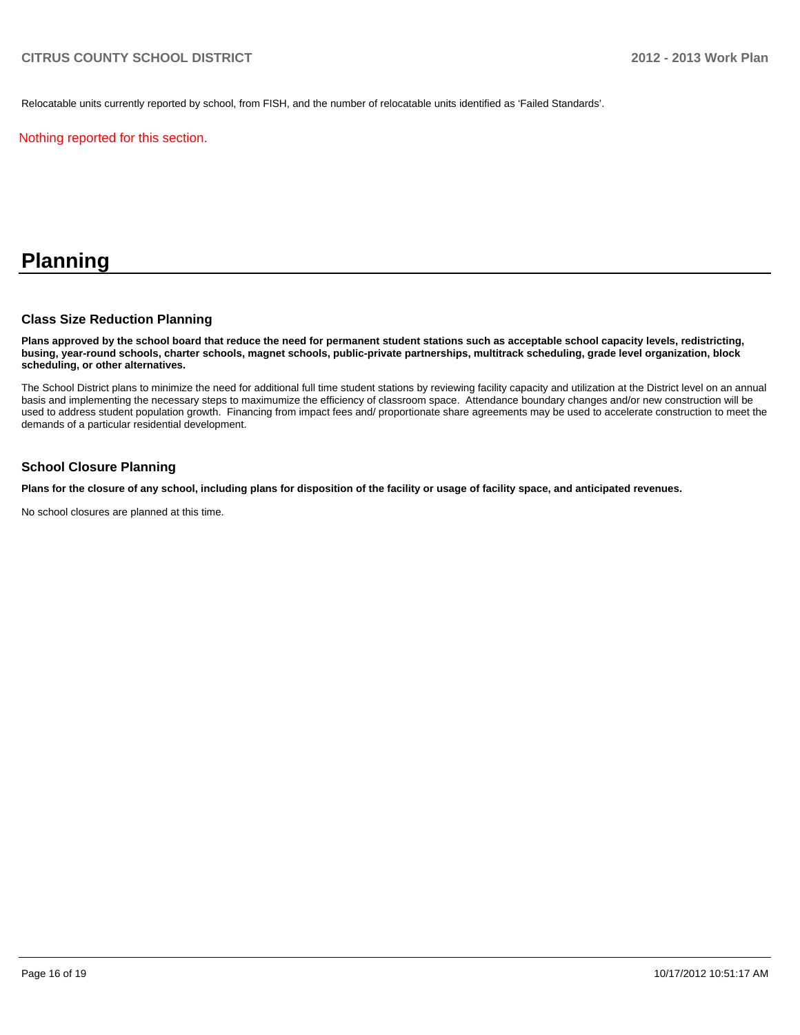Relocatable units currently reported by school, from FISH, and the number of relocatable units identified as 'Failed Standards'.

Nothing reported for this section.

# Planning

## Class Size Reduction Planning

**Plans approved by the school board that reduce the need for permanent student stations such as acceptable school capacity levels, redistricting, busing, year-round schools, charter schools, magnet schools, public-private partnerships, multitrack scheduling, grade level organization, block scheduling, or other alternatives.**

The School District plans to minimize the need for additional full time student stations by reviewing facility capacity and utilization at the District level on an annual basis and implementing the necessary steps to maximumize the efficiency of classroom space. Attendance boundary changes and/or new construction will be used to address student population growth. Financing from impact fees and/ proportionate share agreements may be used to accelerate construction to meet the demands of a particular residential development.

## School Closure Planning

**Plans for the closure of any school, including plans for disposition of the facility or usage of facility space, and anticipated revenues.**

No school closures are planned at this time.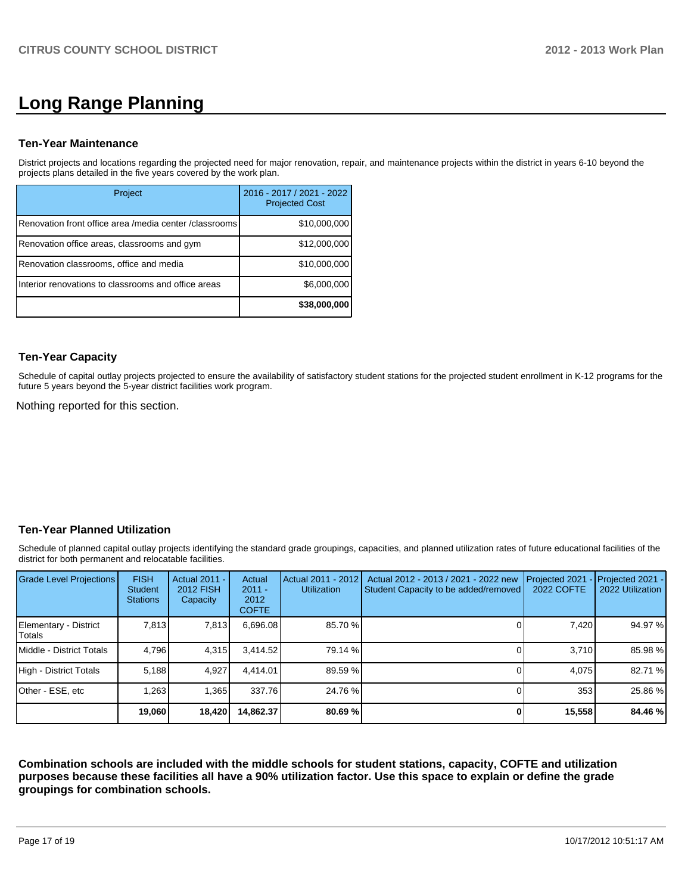# Long Range Planning

### Ten-Year Maintenance

District projects and locations regarding the projected need for major renovation, repair, and maintenance projects within the district in years 6-10 beyond the projects plans detailed in the five years covered by the work plan.

| Project | 2016 - 2017 / 2021 - 2022 Projected Cost |
|---|---|
| Renovation front office area /media center /classrooms | $10,000,000 |
| Renovation office areas, classrooms and gym | $12,000,000 |
| Renovation classrooms, office and media | $10,000,000 |
| Interior renovations to classrooms and office areas | $6,000,000 |
| | **$38,000,000** |

### Ten-Year Capacity

Schedule of capital outlay projects projected to ensure the availability of satisfactory student stations for the projected student enrollment in K-12 programs for the future 5 years beyond the 5-year district facilities work program.

Nothing reported for this section.

### Ten-Year Planned Utilization

Schedule of planned capital outlay projects identifying the standard grade groupings, capacities, and planned utilization rates of future educational facilities of the district for both permanent and relocatable facilities.

| Grade Level Projections | FISH Student Stations | Actual 2011 - 2012 FISH Capacity | Actual 2011 - 2012 COFTE | Actual 2011 - 2012 Utilization | Actual 2012 - 2013 / 2021 - 2022 new Student Capacity to be added/removed | Projected 2021 - 2022 COFTE | Projected 2021 - 2022 Utilization |
|---|---|---|---|---|---|---|---|
| Elementary - District Totals | 7,813 | 7,813 | 6,696.08 | 85.70 % | 0 | 7,420 | 94.97 % |
| Middle - District Totals | 4,796 | 4,315 | 3,414.52 | 79.14 % | 0 | 3,710 | 85.98 % |
| High - District Totals | 5,188 | 4,927 | 4,414.01 | 89.59 % | 0 | 4,075 | 82.71 % |
| Other - ESE, etc | 1,263 | 1,365 | 337.76 | 24.76 % | 0 | 353 | 25.86 % |
| | **19,060** | **18,420** | **14,862.37** | **80.69 %** | **0** | **15,558** | **84.46 %** |

**Combination schools are included with the middle schools for student stations, capacity, COFTE and utilization purposes because these facilities all have a 90% utilization factor. Use this space to explain or define the grade groupings for combination schools.**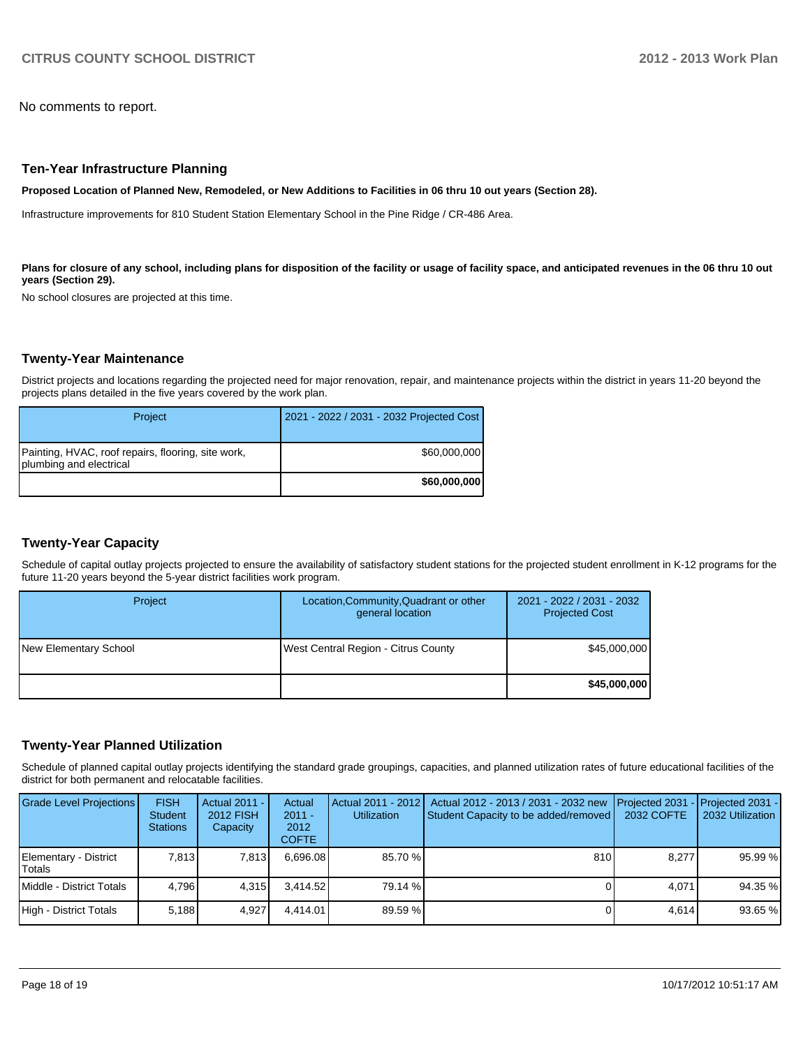No comments to report.

## Ten-Year Infrastructure Planning

**Proposed Location of Planned New, Remodeled, or New Additions to Facilities in 06 thru 10 out years (Section 28).**

Infrastructure improvements for 810 Student Station Elementary School in the Pine Ridge / CR-486 Area.

**Plans for closure of any school, including plans for disposition of the facility or usage of facility space, and anticipated revenues in the 06 thru 10 out years (Section 29).**

No school closures are projected at this time.

## Twenty-Year Maintenance

District projects and locations regarding the projected need for major renovation, repair, and maintenance projects within the district in years 11-20 beyond the projects plans detailed in the five years covered by the work plan.

| Project | 2021 - 2022 / 2031 - 2032 Projected Cost |
|---|---|
| Painting, HVAC, roof repairs, flooring, site work, plumbing and electrical | $60,000,000 |
| | **$60,000,000** |

## Twenty-Year Capacity

Schedule of capital outlay projects projected to ensure the availability of satisfactory student stations for the projected student enrollment in K-12 programs for the future 11-20 years beyond the 5-year district facilities work program.

| Project | Location,Community,Quadrant or other general location | 2021 - 2022 / 2031 - 2032 Projected Cost |
|---|---|---|
| New Elementary School | West Central Region - Citrus County | $45,000,000 |
| | | **$45,000,000** |

## Twenty-Year Planned Utilization

Schedule of planned capital outlay projects identifying the standard grade groupings, capacities, and planned utilization rates of future educational facilities of the district for both permanent and relocatable facilities.

| Grade Level Projections | FISH Student Stations | Actual 2011 - 2012 FISH Capacity | Actual 2011 - 2012 COFTE | Actual 2011 - 2012 Utilization | Actual 2012 - 2013 / 2031 - 2032 new Student Capacity to be added/removed | Projected 2031 - 2032 COFTE | Projected 2031 - 2032 Utilization |
|---|---|---|---|---|---|---|---|
| Elementary - District Totals | 7,813 | 7,813 | 6,696.08 | 85.70 % | 810 | 8,277 | 95.99 % |
| Middle - District Totals | 4,796 | 4,315 | 3,414.52 | 79.14 % | 0 | 4,071 | 94.35 % |
| High - District Totals | 5,188 | 4,927 | 4,414.01 | 89.59 % | 0 | 4,614 | 93.65 % |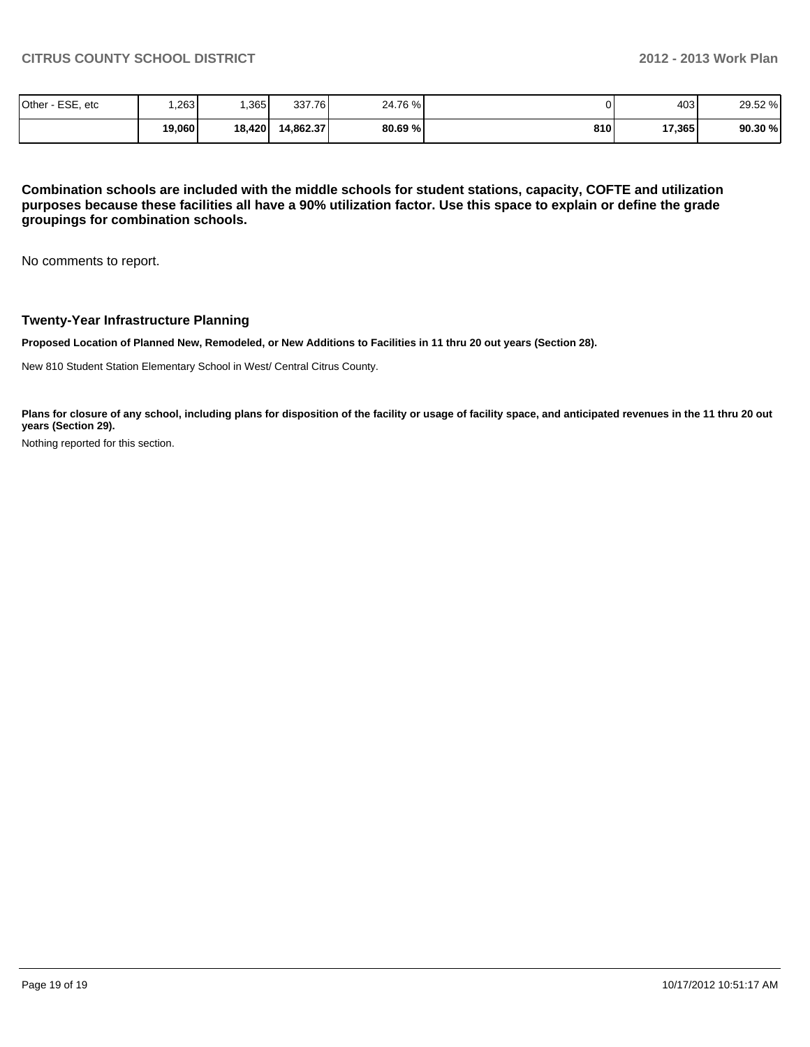| | | | | | | | |
|---|---|---|---|---|---|---|---|
| Other - ESE, etc | 1,263 | 1,365 | 337.76 | 24.76 % | 0 | 403 | 29.52 % |
| | **19,060** | **18,420** | **14,862.37** | **80.69 %** | **810** | **17,365** | **90.30 %** |

**Combination schools are included with the middle schools for student stations, capacity, COFTE and utilization purposes because these facilities all have a 90% utilization factor. Use this space to explain or define the grade groupings for combination schools.**

No comments to report.

### Twenty-Year Infrastructure Planning

**Proposed Location of Planned New, Remodeled, or New Additions to Facilities in 11 thru 20 out years (Section 28).**

New 810 Student Station Elementary School in West/ Central Citrus County.

**Plans for closure of any school, including plans for disposition of the facility or usage of facility space, and anticipated revenues in the 11 thru 20 out years (Section 29).**

Nothing reported for this section.